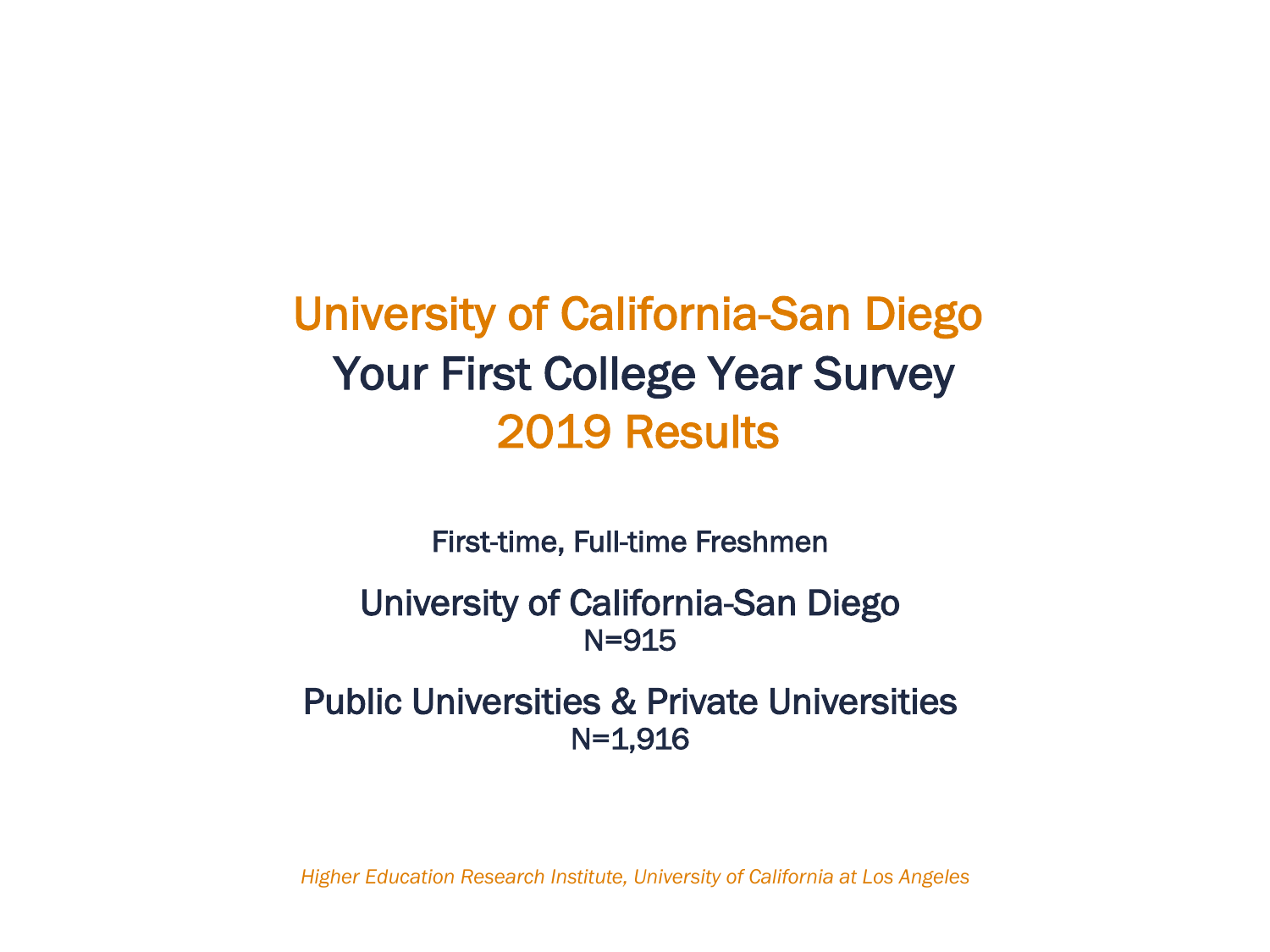# University of California-San Diego
# Your First College Year Survey
# 2019 Results

First-time, Full-time Freshmen

## University of California-San Diego
N=915

## Public Universities & Private Universities
N=1,916

*Higher Education Research Institute, University of California at Los Angeles*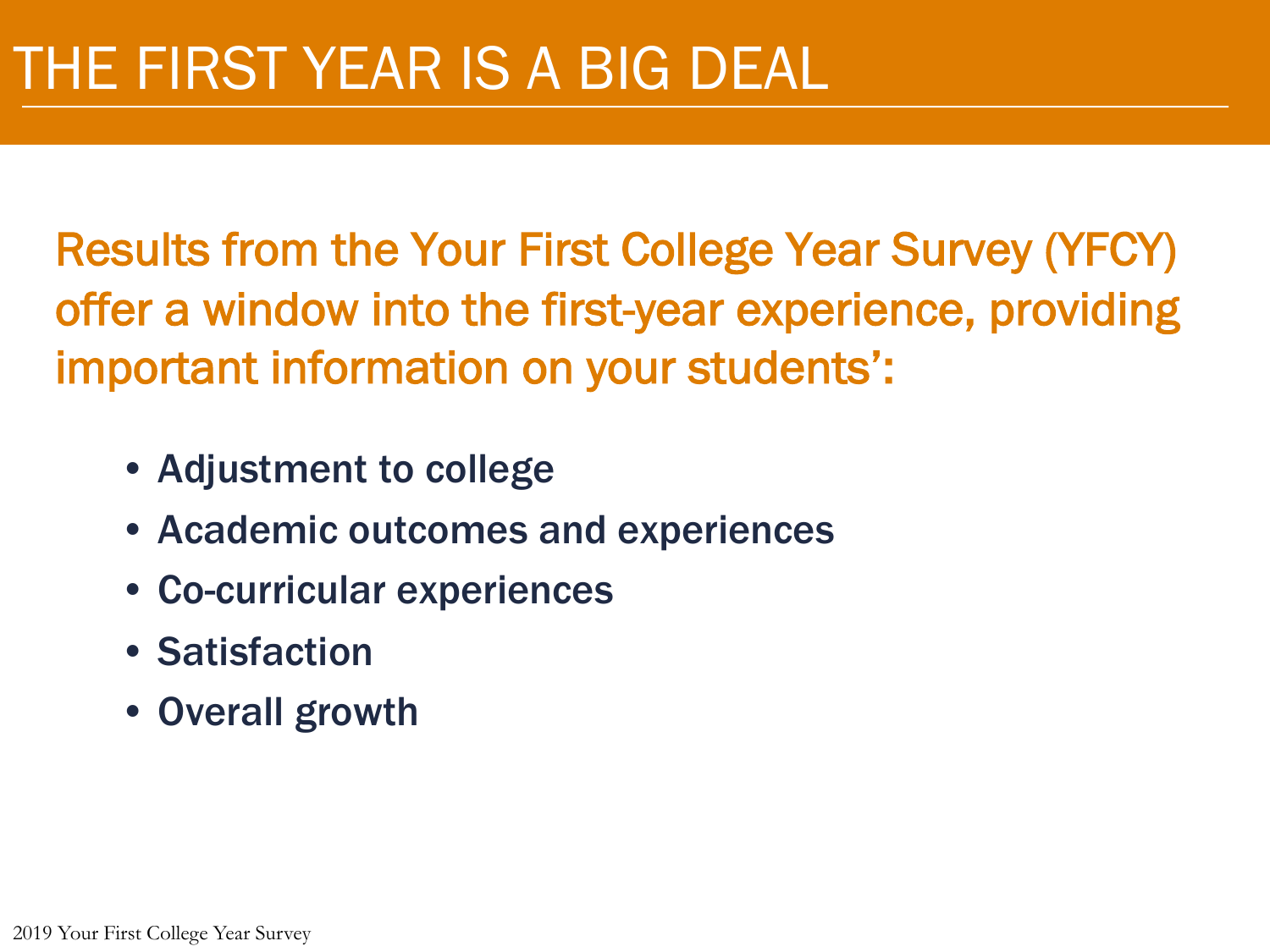# THE FIRST YEAR IS A BIG DEAL

Results from the Your First College Year Survey (YFCY) offer a window into the first-year experience, providing important information on your students':

- Adjustment to college
- Academic outcomes and experiences
- Co-curricular experiences
- Satisfaction
- Overall growth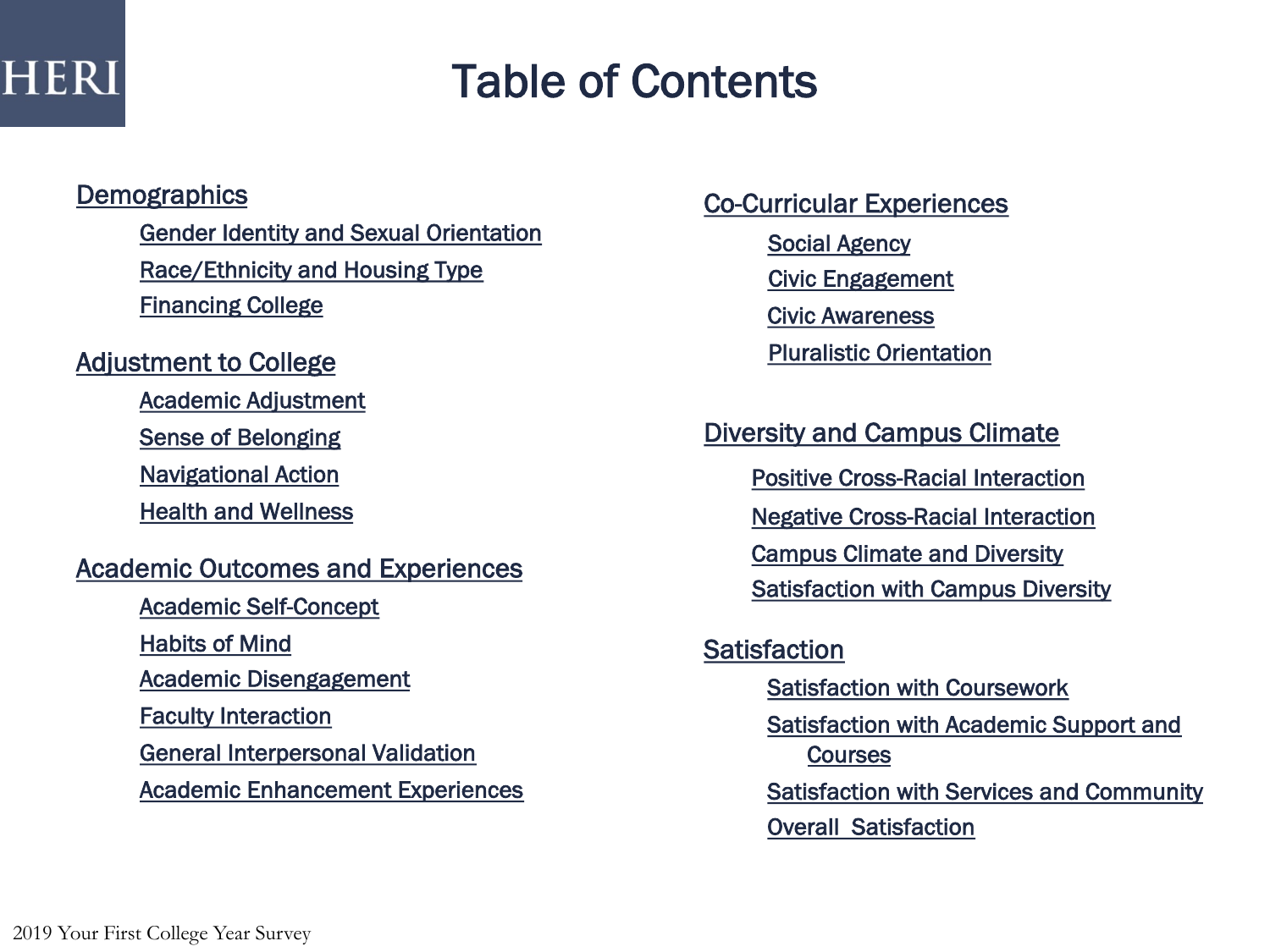# Table of Contents

## Demographics

- Gender Identity and Sexual Orientation
- Race/Ethnicity and Housing Type
- Financing College

## Adjustment to College

- Academic Adjustment
- Sense of Belonging
- Navigational Action
- Health and Wellness

## Academic Outcomes and Experiences

- Academic Self-Concept
- Habits of Mind
- Academic Disengagement
- Faculty Interaction
- General Interpersonal Validation
- Academic Enhancement Experiences

## Co-Curricular Experiences

- Social Agency
- Civic Engagement
- Civic Awareness
- Pluralistic Orientation

## Diversity and Campus Climate

- Positive Cross-Racial Interaction
- Negative Cross-Racial Interaction
- Campus Climate and Diversity
- Satisfaction with Campus Diversity

## Satisfaction

- Satisfaction with Coursework
- Satisfaction with Academic Support and Courses
- Satisfaction with Services and Community
- Overall Satisfaction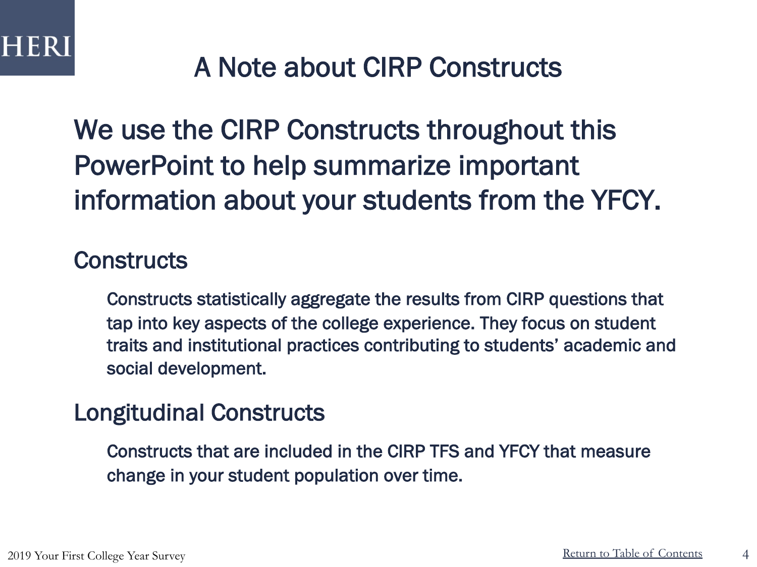# A Note about CIRP Constructs

We use the CIRP Constructs throughout this PowerPoint to help summarize important information about your students from the YFCY.

## Constructs

Constructs statistically aggregate the results from CIRP questions that tap into key aspects of the college experience. They focus on student traits and institutional practices contributing to students' academic and social development.

## Longitudinal Constructs

Constructs that are included in the CIRP TFS and YFCY that measure change in your student population over time.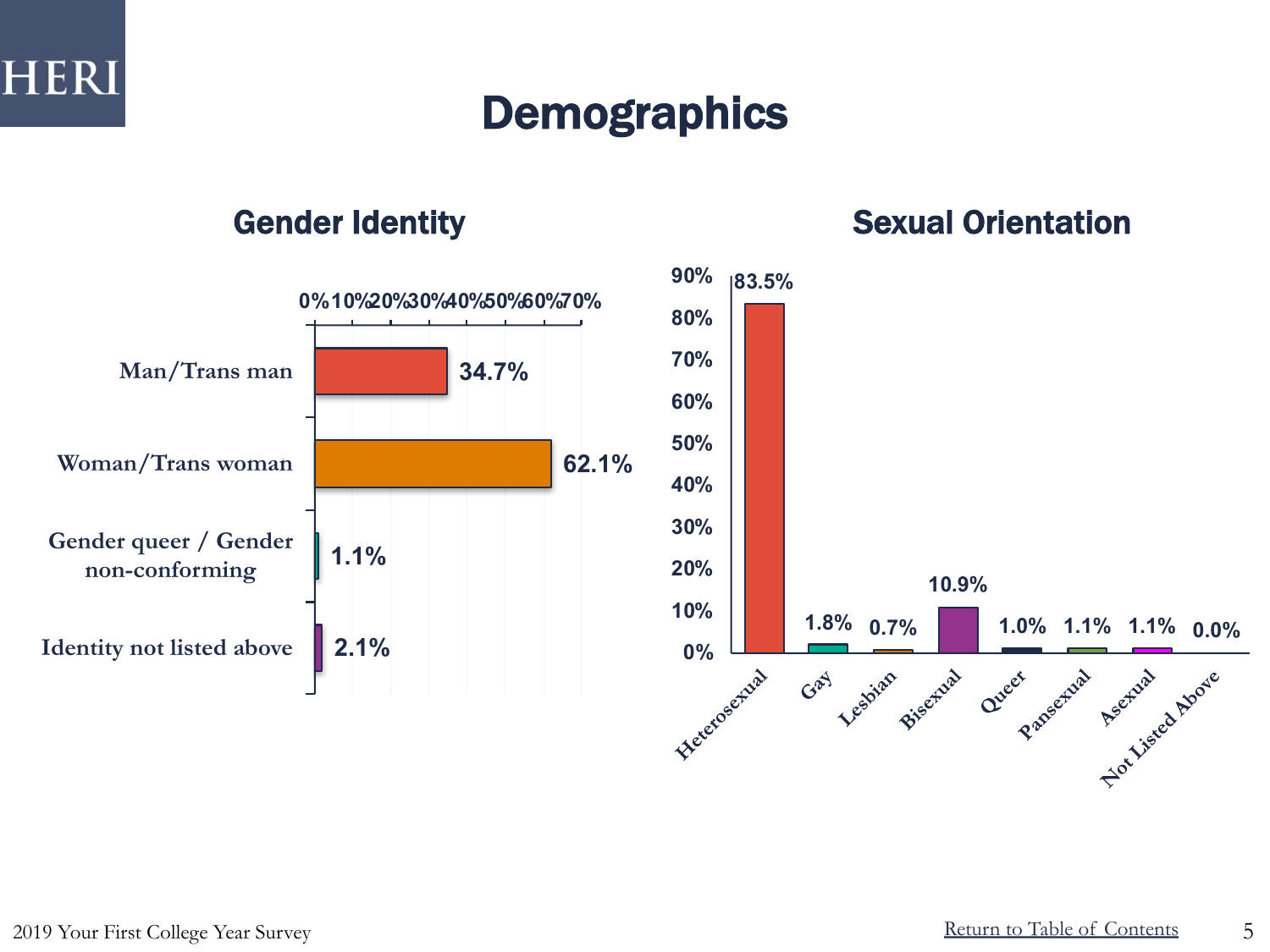# Demographics

## Gender Identity

| Gender Identity | Percent |
| --- | --- |
| Man/Trans man | 34.7% |
| Woman/Trans woman | 62.1% |
| Gender queer / Gender non-conforming | 1.1% |
| Identity not listed above | 2.1% |

## Sexual Orientation

| Sexual Orientation | Percent |
| --- | --- |
| Heterosexual | 83.5% |
| Gay | 1.8% |
| Lesbian | 0.7% |
| Bisexual | 10.9% |
| Queer | 1.0% |
| Pansexual | 1.1% |
| Asexual | 1.1% |
| Not Listed Above | 0.0% |

2019 Your First College Year Survey

Return to Table of Contents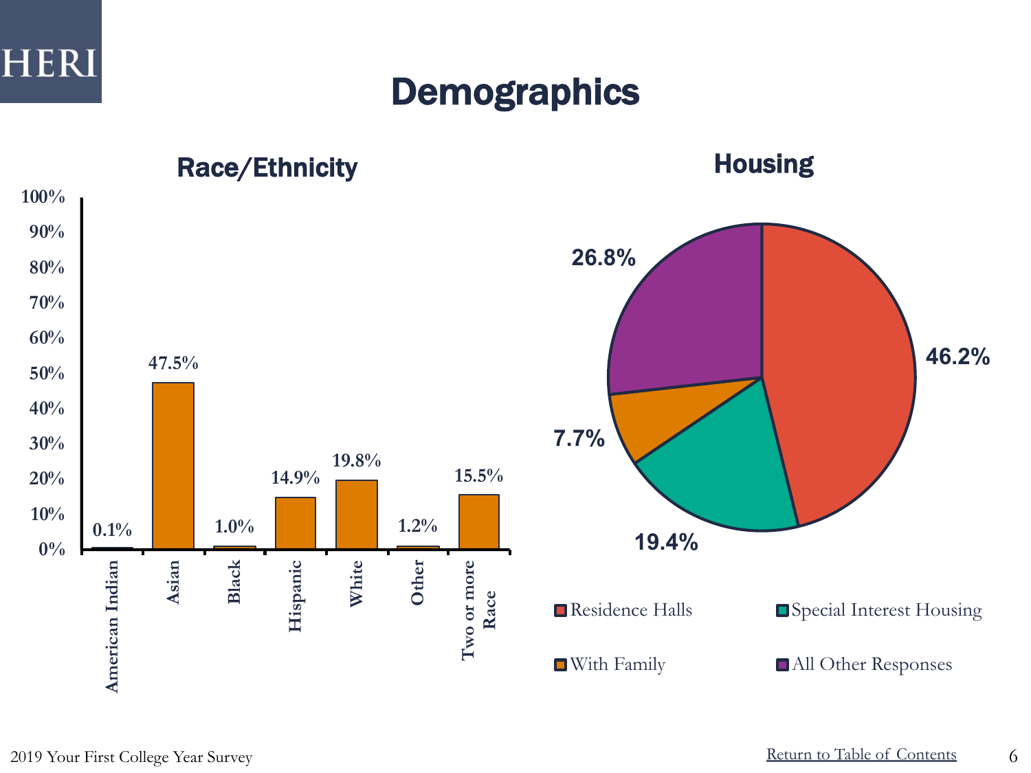# Demographics

## Race/Ethnicity

| Race/Ethnicity | Percent |
|---|---|
| American Indian | 0.1% |
| Asian | 47.5% |
| Black | 1.0% |
| Hispanic | 14.9% |
| White | 19.8% |
| Other | 1.2% |
| Two or more Race | 15.5% |

## Housing

| Housing | Percent |
|---|---|
| Residence Halls | 46.2% |
| Special Interest Housing | 19.4% |
| With Family | 7.7% |
| All Other Responses | 26.8% |

2019 Your First College Year Survey

Return to Table of Contents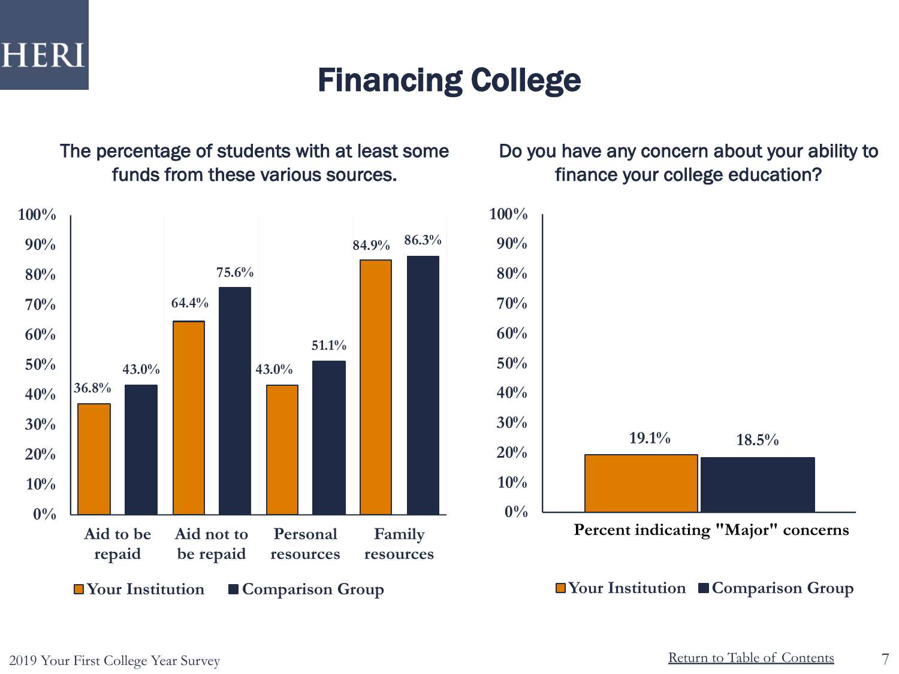# Financing College

## The percentage of students with at least some funds from these various sources.

| | Your Institution | Comparison Group |
|---|---|---|
| Aid to be repaid | 36.8% | 43.0% |
| Aid not to be repaid | 64.4% | 75.6% |
| Personal resources | 43.0% | 51.1% |
| Family resources | 84.9% | 86.3% |

## Do you have any concern about your ability to finance your college education?

| | Your Institution | Comparison Group |
|---|---|---|
| Percent indicating "Major" concerns | 19.1% | 18.5% |

2019 Your First College Year Survey

Return to Table of Contents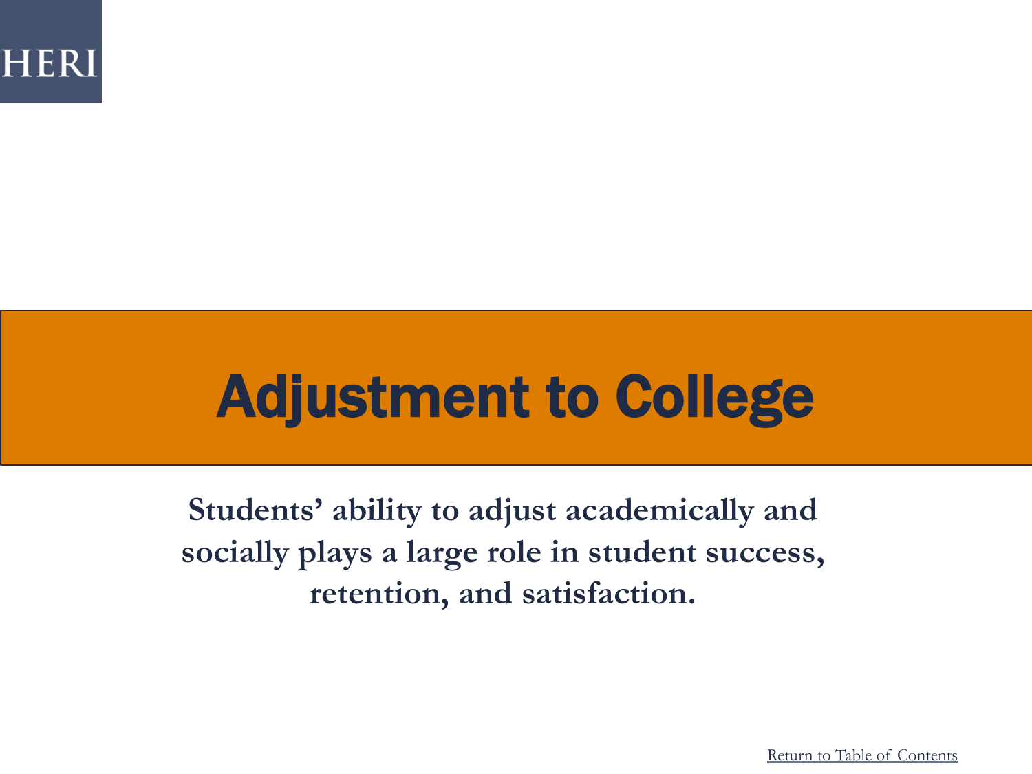HERI

# Adjustment to College

**Students' ability to adjust academically and socially plays a large role in student success, retention, and satisfaction.**

Return to Table of Contents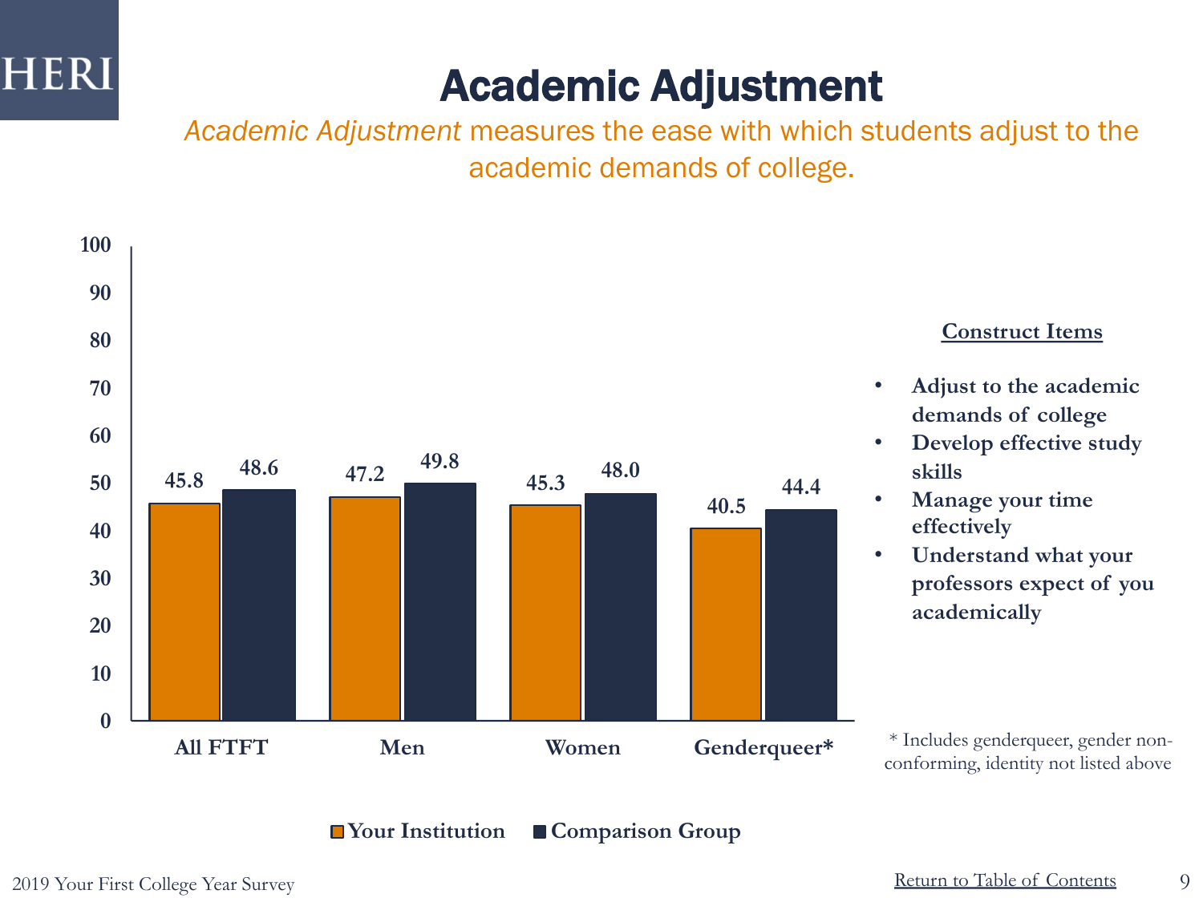# Academic Adjustment

*Academic Adjustment* measures the ease with which students adjust to the academic demands of college.

| | Your Institution | Comparison Group |
|---|---|---|
| All FTFT | 45.8 | 48.6 |
| Men | 47.2 | 49.8 |
| Women | 45.3 | 48.0 |
| Genderqueer* | 40.5 | 44.4 |

**Construct Items**

- **Adjust to the academic demands of college**
- **Develop effective study skills**
- **Manage your time effectively**
- **Understand what your professors expect of you academically**

\* Includes genderqueer, gender non-conforming, identity not listed above

2019 Your First College Year Survey

Return to Table of Contents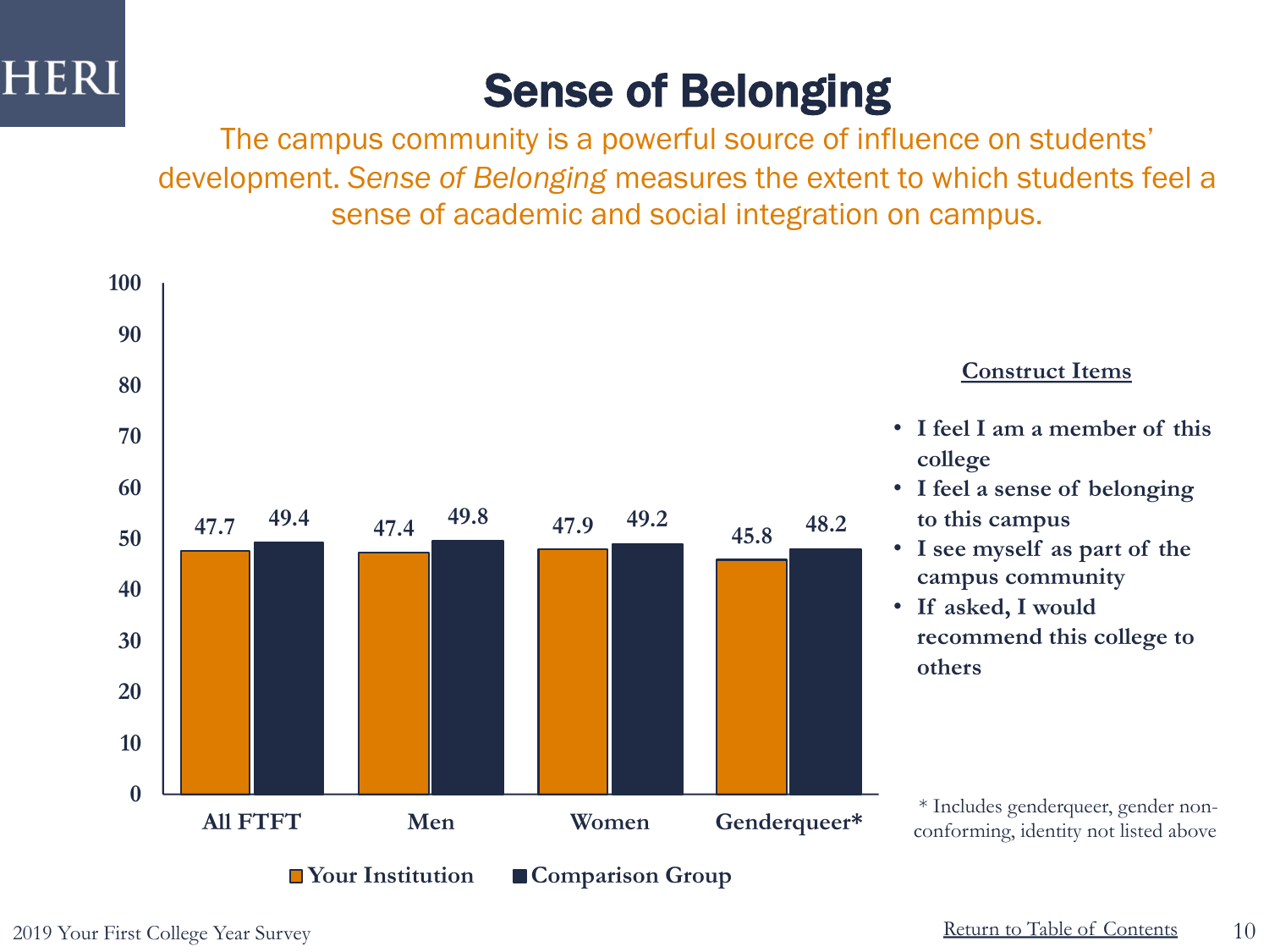# Sense of Belonging

The campus community is a powerful source of influence on students' development. *Sense of Belonging* measures the extent to which students feel a sense of academic and social integration on campus.

| | Your Institution | Comparison Group |
|---|---|---|
| All FTFT | 47.7 | 49.4 |
| Men | 47.4 | 49.8 |
| Women | 47.9 | 49.2 |
| Genderqueer* | 45.8 | 48.2 |

**Construct Items**

- **I feel I am a member of this college**
- **I feel a sense of belonging to this campus**
- **I see myself as part of the campus community**
- **If asked, I would recommend this college to others**

* Includes genderqueer, gender non-conforming, identity not listed above

2019 Your First College Year Survey

Return to Table of Contents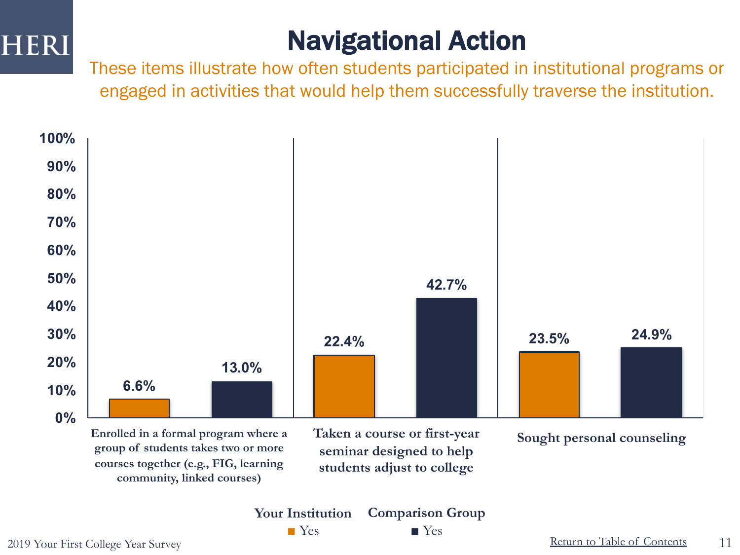# Navigational Action

These items illustrate how often students participated in institutional programs or engaged in activities that would help them successfully traverse the institution.

| | Your Institution (Yes) | Comparison Group (Yes) |
|---|---|---|
| Enrolled in a formal program where a group of students takes two or more courses together (e.g., FIG, learning community, linked courses) | 6.6% | 13.0% |
| Taken a course or first-year seminar designed to help students adjust to college | 22.4% | 42.7% |
| Sought personal counseling | 23.5% | 24.9% |

2019 Your First College Year Survey

Return to Table of Contents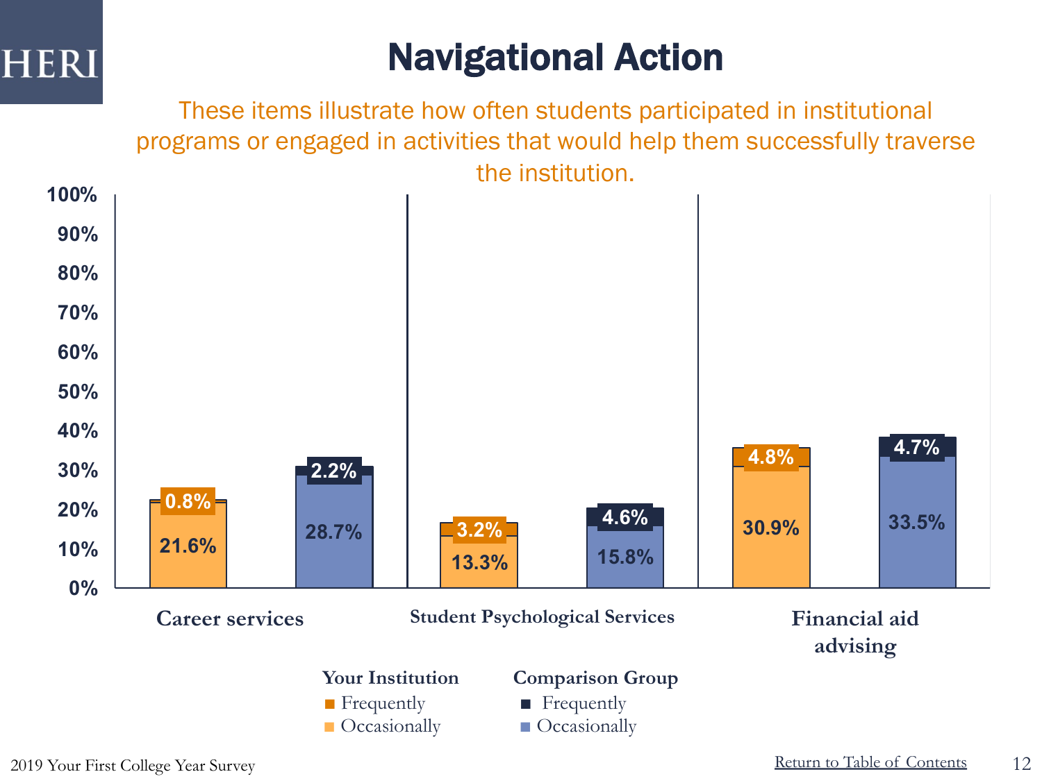# Navigational Action

These items illustrate how often students participated in institutional programs or engaged in activities that would help them successfully traverse the institution.

| | Your Institution – Occasionally | Your Institution – Frequently | Comparison Group – Occasionally | Comparison Group – Frequently |
|---|---|---|---|---|
| Career services | 21.6% | 0.8% | 28.7% | 2.2% |
| Student Psychological Services | 13.3% | 3.2% | 15.8% | 4.6% |
| Financial aid advising | 30.9% | 4.8% | 33.5% | 4.7% |

2019 Your First College Year Survey

Return to Table of Contents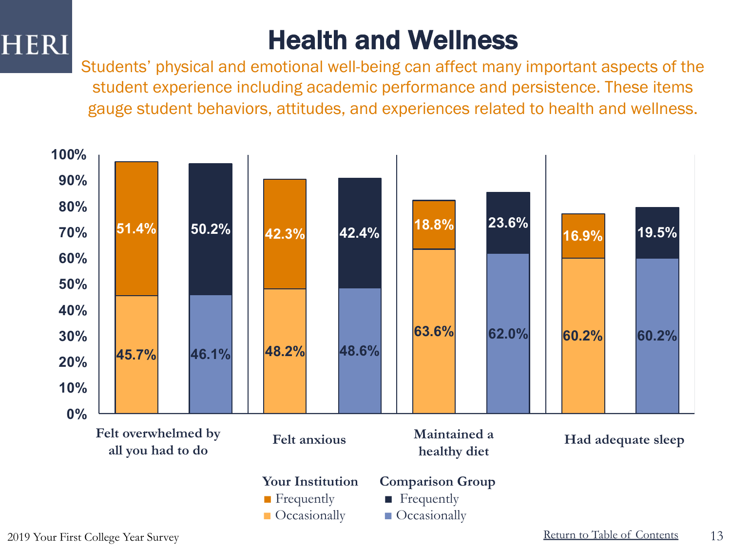# Health and Wellness

Students' physical and emotional well-being can affect many important aspects of the student experience including academic performance and persistence. These items gauge student behaviors, attitudes, and experiences related to health and wellness.

| | Your Institution – Frequently | Your Institution – Occasionally | Comparison Group – Frequently | Comparison Group – Occasionally |
| --- | --- | --- | --- | --- |
| Felt overwhelmed by all you had to do | 51.4% | 45.7% | 50.2% | 46.1% |
| Felt anxious | 42.3% | 48.2% | 42.4% | 48.6% |
| Maintained a healthy diet | 18.8% | 63.6% | 23.6% | 62.0% |
| Had adequate sleep | 16.9% | 60.2% | 19.5% | 60.2% |

2019 Your First College Year Survey

Return to Table of Contents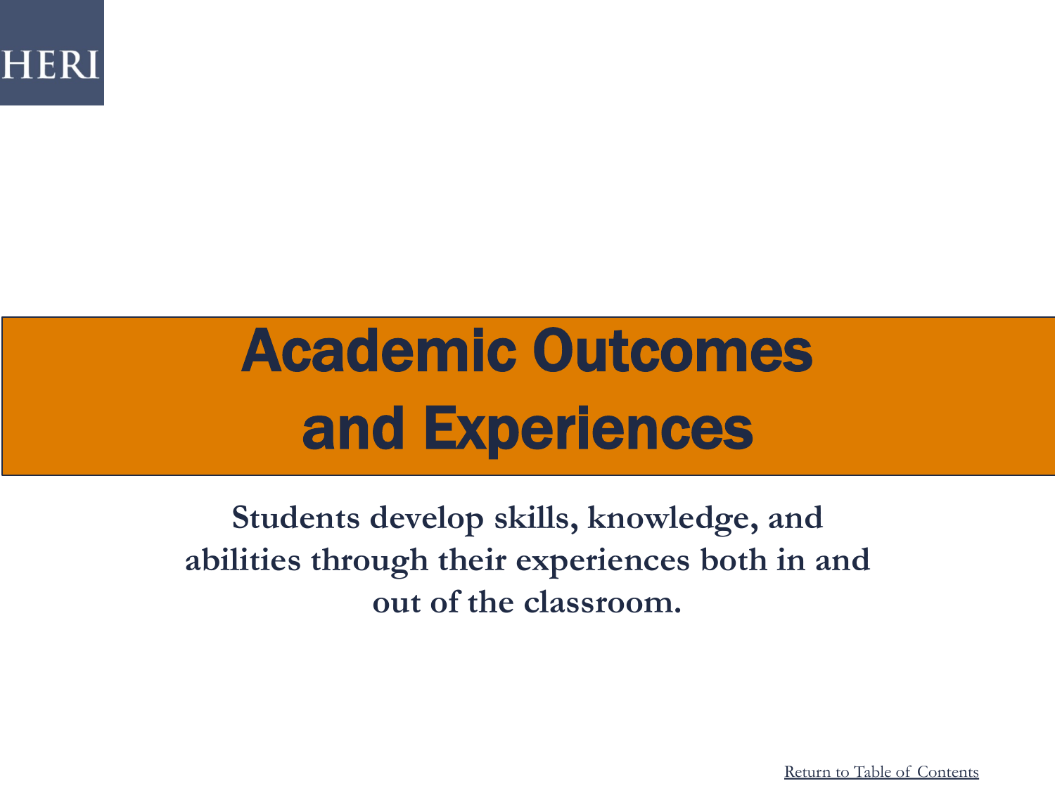HERI

# Academic Outcomes and Experiences

**Students develop skills, knowledge, and abilities through their experiences both in and out of the classroom.**

Return to Table of Contents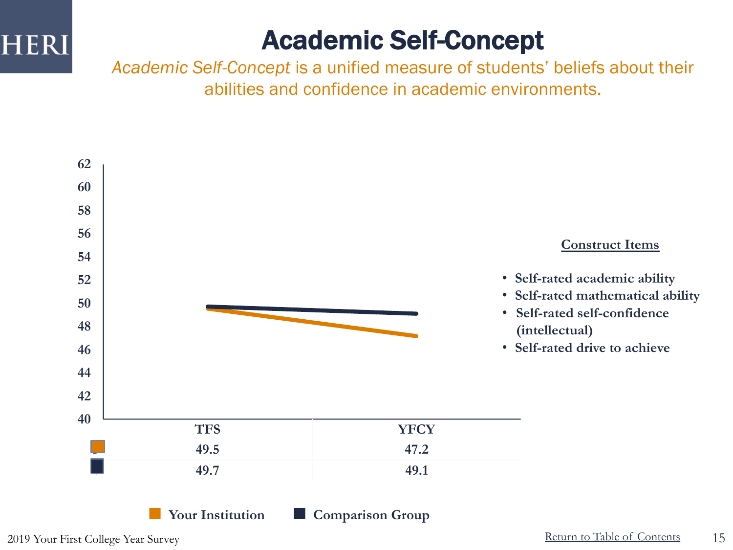# Academic Self-Concept

*Academic Self-Concept* is a unified measure of students' beliefs about their abilities and confidence in academic environments.

| | TFS | YFCY |
|---|---|---|
| Your Institution | 49.5 | 47.2 |
| Comparison Group | 49.7 | 49.1 |

**Construct Items**

- **Self-rated academic ability**
- **Self-rated mathematical ability**
- **Self-rated self-confidence (intellectual)**
- **Self-rated drive to achieve**

2019 Your First College Year Survey

Return to Table of Contents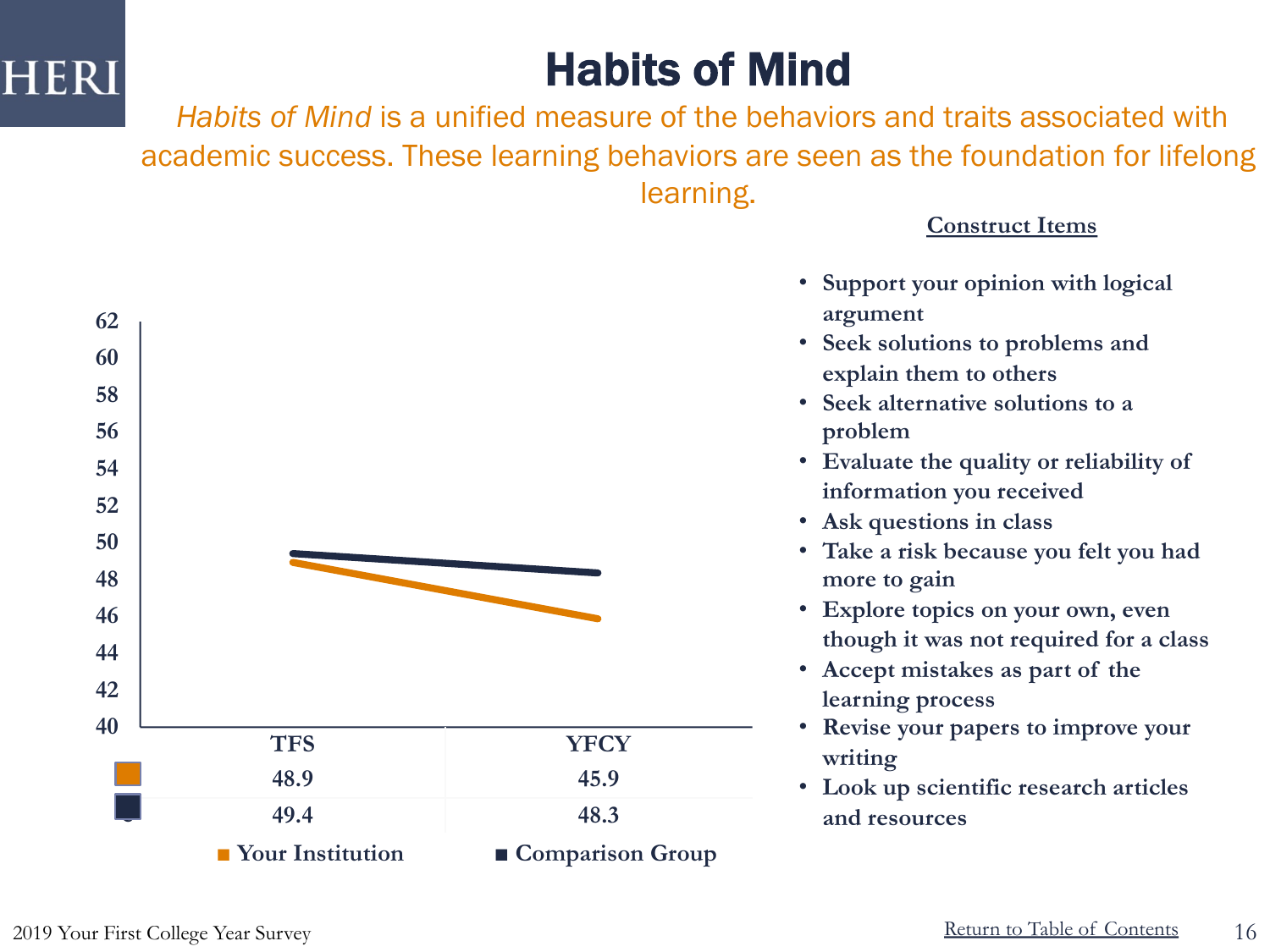# Habits of Mind

*Habits of Mind* is a unified measure of the behaviors and traits associated with academic success. These learning behaviors are seen as the foundation for lifelong learning.

| | TFS | YFCY |
|---|---|---|
| Your Institution | 48.9 | 45.9 |
| Comparison Group | 49.4 | 48.3 |

**Construct Items**

- Support your opinion with logical argument
- Seek solutions to problems and explain them to others
- Seek alternative solutions to a problem
- Evaluate the quality or reliability of information you received
- Ask questions in class
- Take a risk because you felt you had more to gain
- Explore topics on your own, even though it was not required for a class
- Accept mistakes as part of the learning process
- Revise your papers to improve your writing
- Look up scientific research articles and resources

2019 Your First College Year Survey

Return to Table of Contents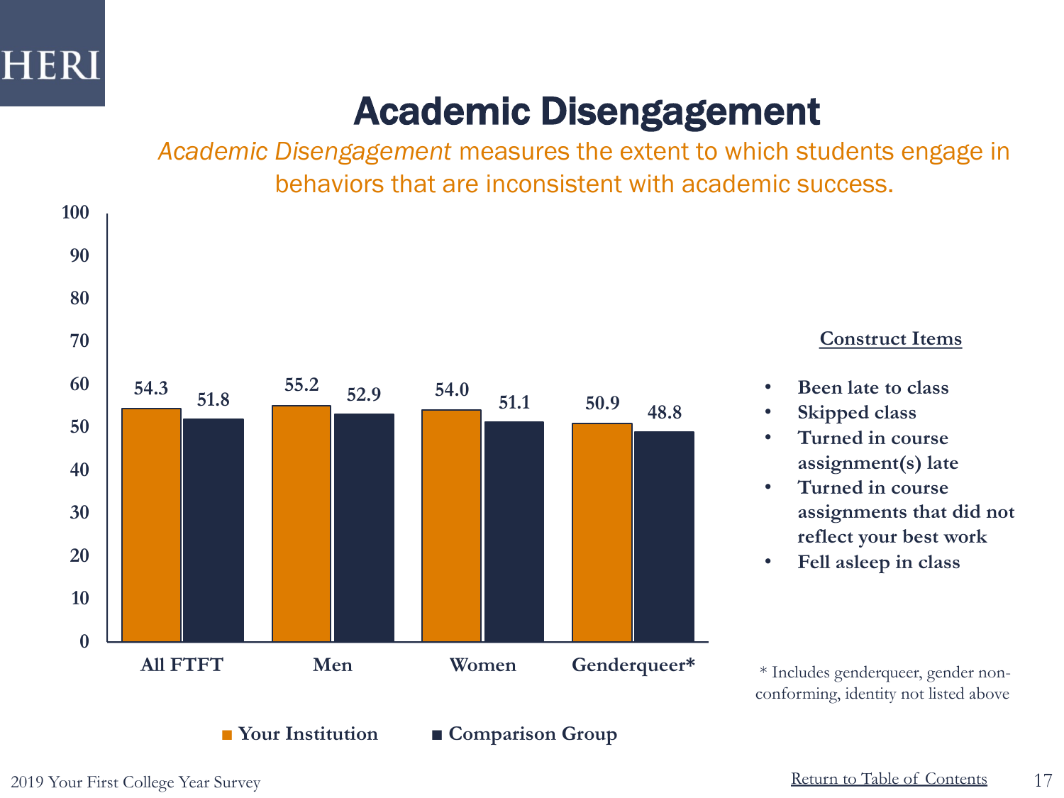# Academic Disengagement

*Academic Disengagement* measures the extent to which students engage in behaviors that are inconsistent with academic success.

| | Your Institution | Comparison Group |
|---|---|---|
| All FTFT | 54.3 | 51.8 |
| Men | 55.2 | 52.9 |
| Women | 54.0 | 51.1 |
| Genderqueer* | 50.9 | 48.8 |

**Construct Items**

- **Been late to class**
- **Skipped class**
- **Turned in course assignment(s) late**
- **Turned in course assignments that did not reflect your best work**
- **Fell asleep in class**

\* Includes genderqueer, gender non-conforming, identity not listed above

2019 Your First College Year Survey

Return to Table of Contents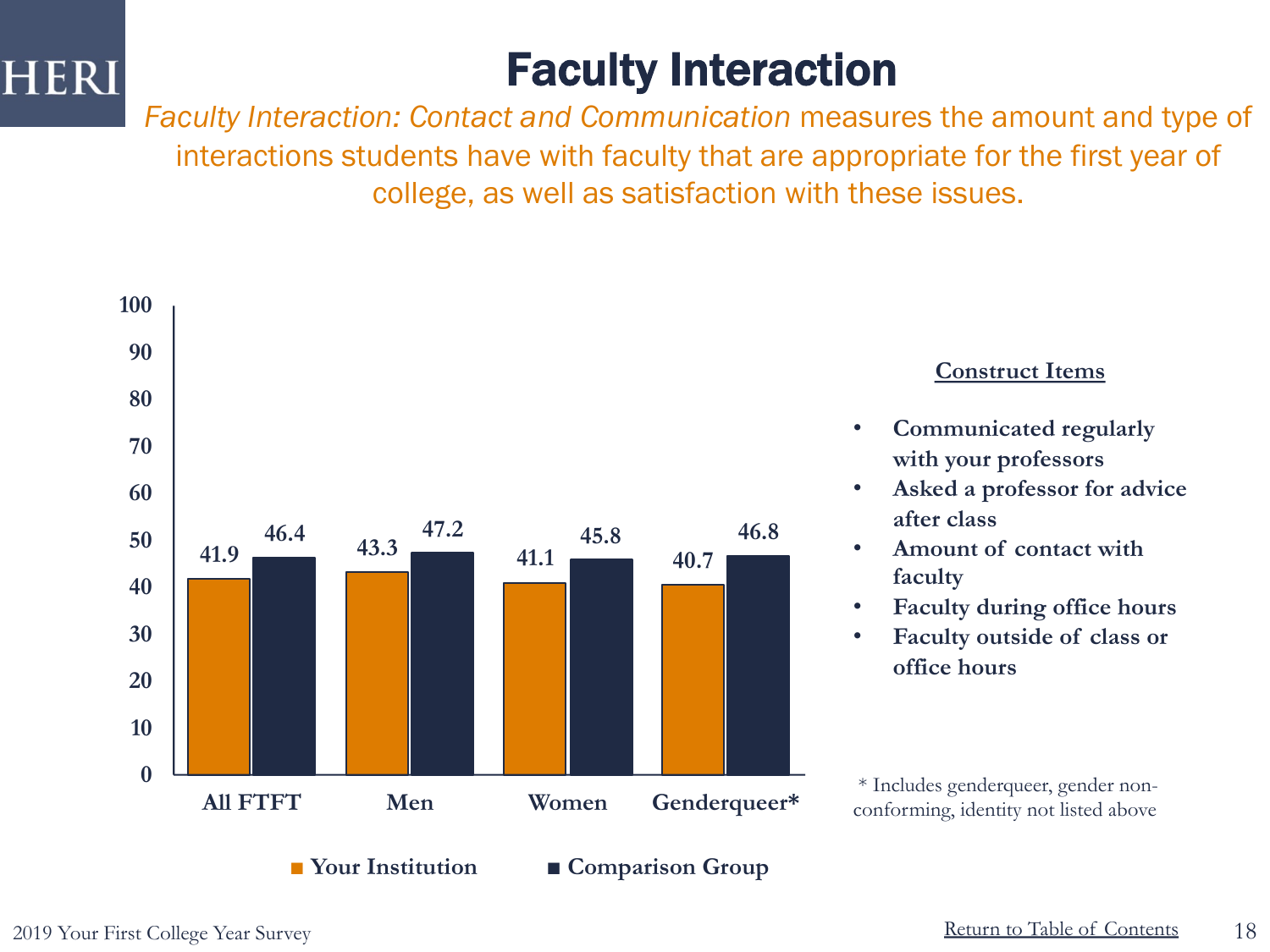# Faculty Interaction

*Faculty Interaction: Contact and Communication* measures the amount and type of interactions students have with faculty that are appropriate for the first year of college, as well as satisfaction with these issues.

| | Your Institution | Comparison Group |
|---|---|---|
| All FTFT | 41.9 | 46.4 |
| Men | 43.3 | 47.2 |
| Women | 41.1 | 45.8 |
| Genderqueer* | 40.7 | 46.8 |

**Construct Items**

- **Communicated regularly with your professors**
- **Asked a professor for advice after class**
- **Amount of contact with faculty**
- **Faculty during office hours**
- **Faculty outside of class or office hours**

\* Includes genderqueer, gender non-conforming, identity not listed above

2019 Your First College Year Survey

Return to Table of Contents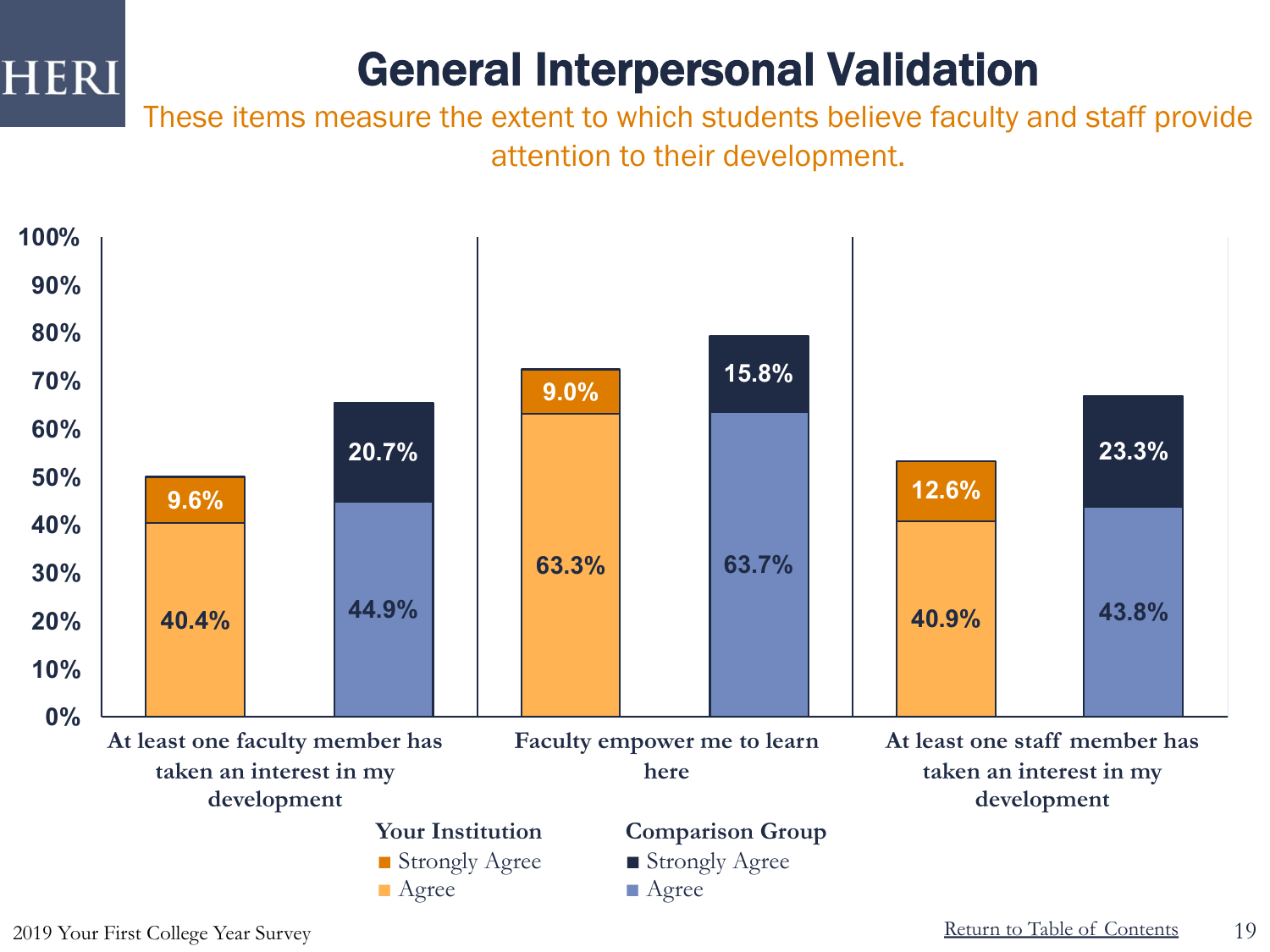# General Interpersonal Validation

These items measure the extent to which students believe faculty and staff provide attention to their development.

| Item | Your Institution: Agree | Your Institution: Strongly Agree | Comparison Group: Agree | Comparison Group: Strongly Agree |
| --- | --- | --- | --- | --- |
| At least one faculty member has taken an interest in my development | 40.4% | 9.6% | 44.9% | 20.7% |
| Faculty empower me to learn here | 63.3% | 9.0% | 63.7% | 15.8% |
| At least one staff member has taken an interest in my development | 40.9% | 12.6% | 43.8% | 23.3% |

2019 Your First College Year Survey

Return to Table of Contents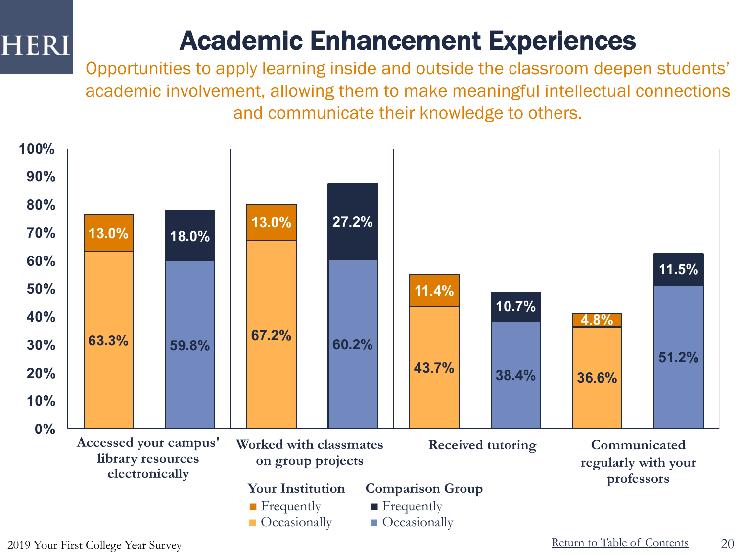# Academic Enhancement Experiences

Opportunities to apply learning inside and outside the classroom deepen students' academic involvement, allowing them to make meaningful intellectual connections and communicate their knowledge to others.

| | Your Institution: Frequently | Your Institution: Occasionally | Comparison Group: Frequently | Comparison Group: Occasionally |
|---|---|---|---|---|
| Accessed your campus' library resources electronically | 13.0% | 63.3% | 18.0% | 59.8% |
| Worked with classmates on group projects | 13.0% | 67.2% | 27.2% | 60.2% |
| Received tutoring | 11.4% | 43.7% | 10.7% | 38.4% |
| Communicated regularly with your professors | 4.8% | 36.6% | 11.5% | 51.2% |

2019 Your First College Year Survey

Return to Table of Contents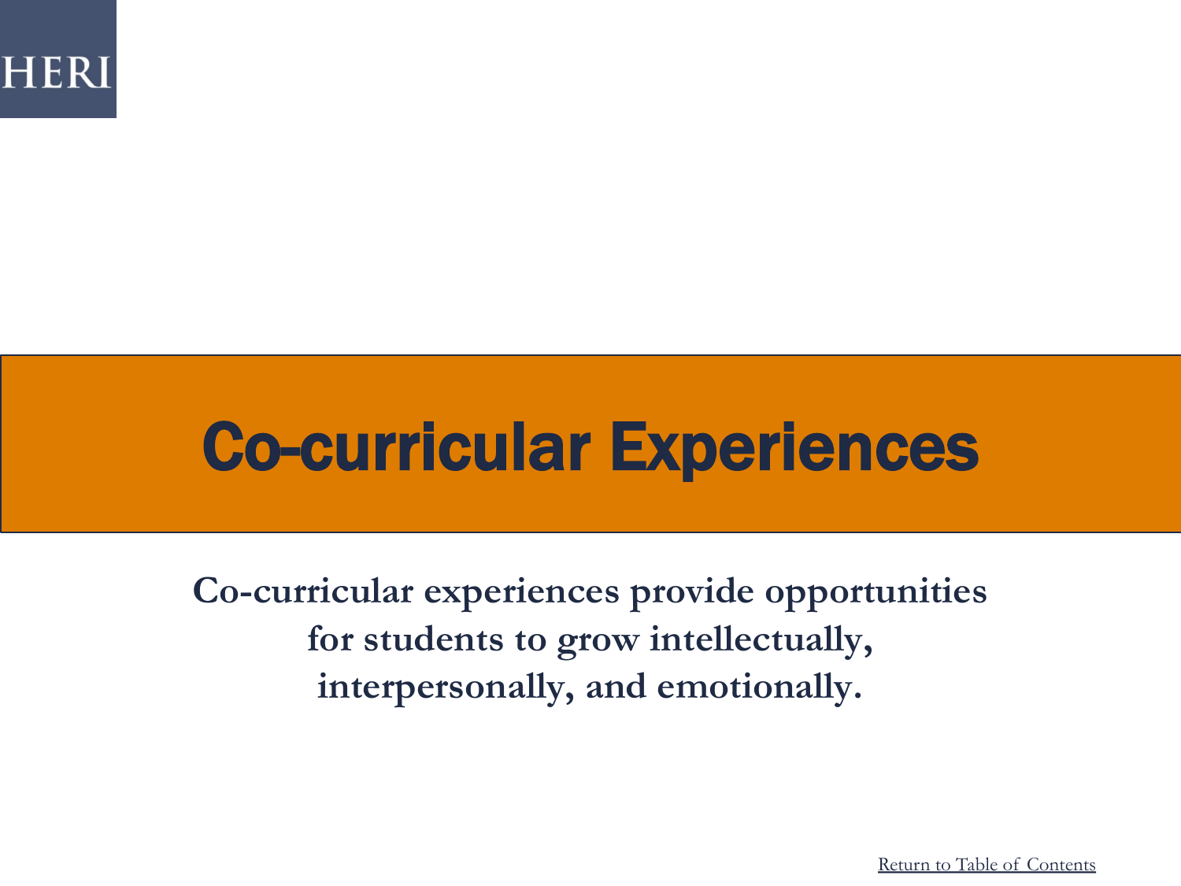# Co-curricular Experiences

**Co-curricular experiences provide opportunities for students to grow intellectually, interpersonally, and emotionally.**

Return to Table of Contents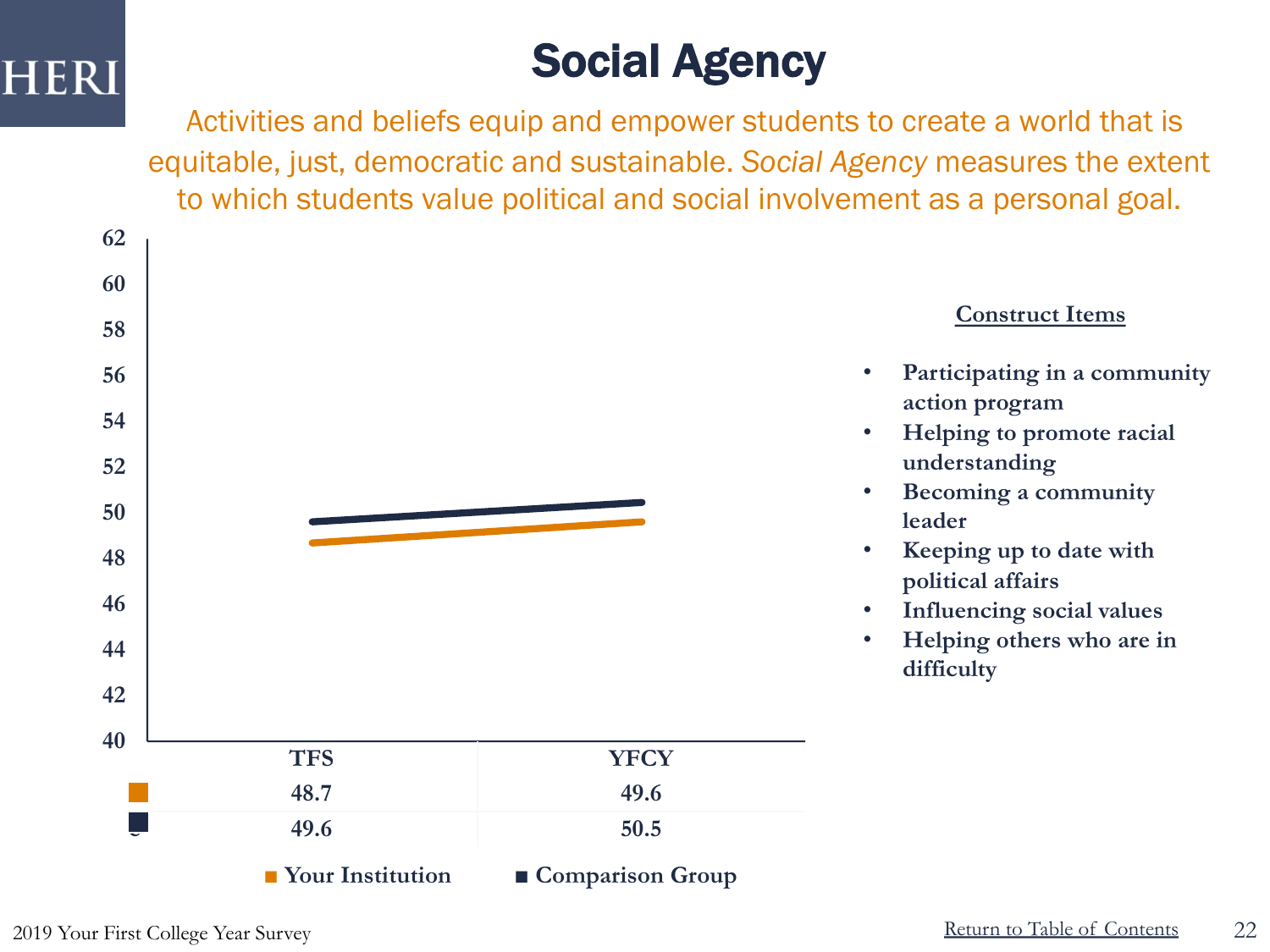# Social Agency

Activities and beliefs equip and empower students to create a world that is equitable, just, democratic and sustainable. *Social Agency* measures the extent to which students value political and social involvement as a personal goal.

| | TFS | YFCY |
|---|---|---|
| Your Institution | 48.7 | 49.6 |
| Comparison Group | 49.6 | 50.5 |

**Construct Items**

- **Participating in a community action program**
- **Helping to promote racial understanding**
- **Becoming a community leader**
- **Keeping up to date with political affairs**
- **Influencing social values**
- **Helping others who are in difficulty**

2019 Your First College Year Survey

Return to Table of Contents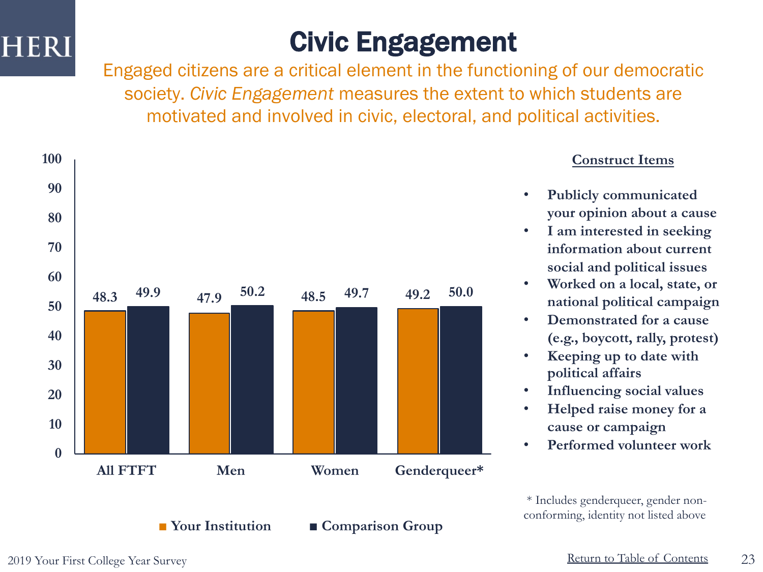# Civic Engagement

Engaged citizens are a critical element in the functioning of our democratic society. *Civic Engagement* measures the extent to which students are motivated and involved in civic, electoral, and political activities.

| | Your Institution | Comparison Group |
|---|---|---|
| All FTFT | 48.3 | 49.9 |
| Men | 47.9 | 50.2 |
| Women | 48.5 | 49.7 |
| Genderqueer* | 49.2 | 50.0 |

**Construct Items**

- **Publicly communicated your opinion about a cause**
- **I am interested in seeking information about current social and political issues**
- **Worked on a local, state, or national political campaign**
- **Demonstrated for a cause (e.g., boycott, rally, protest)**
- **Keeping up to date with political affairs**
- **Influencing social values**
- **Helped raise money for a cause or campaign**
- **Performed volunteer work**

\* Includes genderqueer, gender non-conforming, identity not listed above

2019 Your First College Year Survey

Return to Table of Contents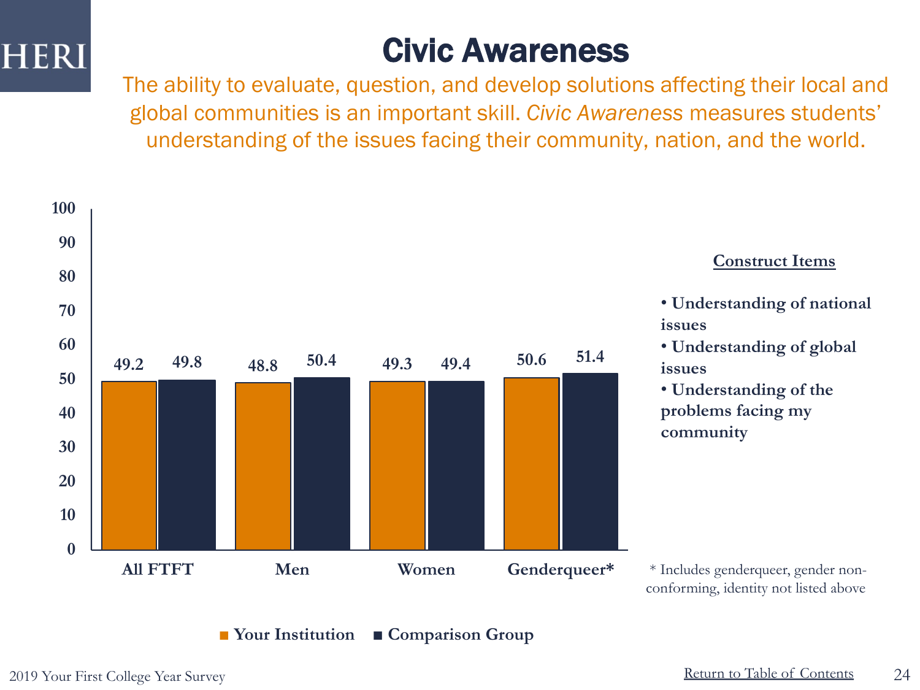HERI

# Civic Awareness

The ability to evaluate, question, and develop solutions affecting their local and global communities is an important skill. *Civic Awareness* measures students' understanding of the issues facing their community, nation, and the world.

| | Your Institution | Comparison Group |
|---|---|---|
| All FTFT | 49.2 | 49.8 |
| Men | 48.8 | 50.4 |
| Women | 49.3 | 49.4 |
| Genderqueer* | 50.6 | 51.4 |

**Construct Items**

- **Understanding of national issues**
- **Understanding of global issues**
- **Understanding of the problems facing my community**

\* Includes genderqueer, gender non-conforming, identity not listed above

2019 Your First College Year Survey

Return to Table of Contents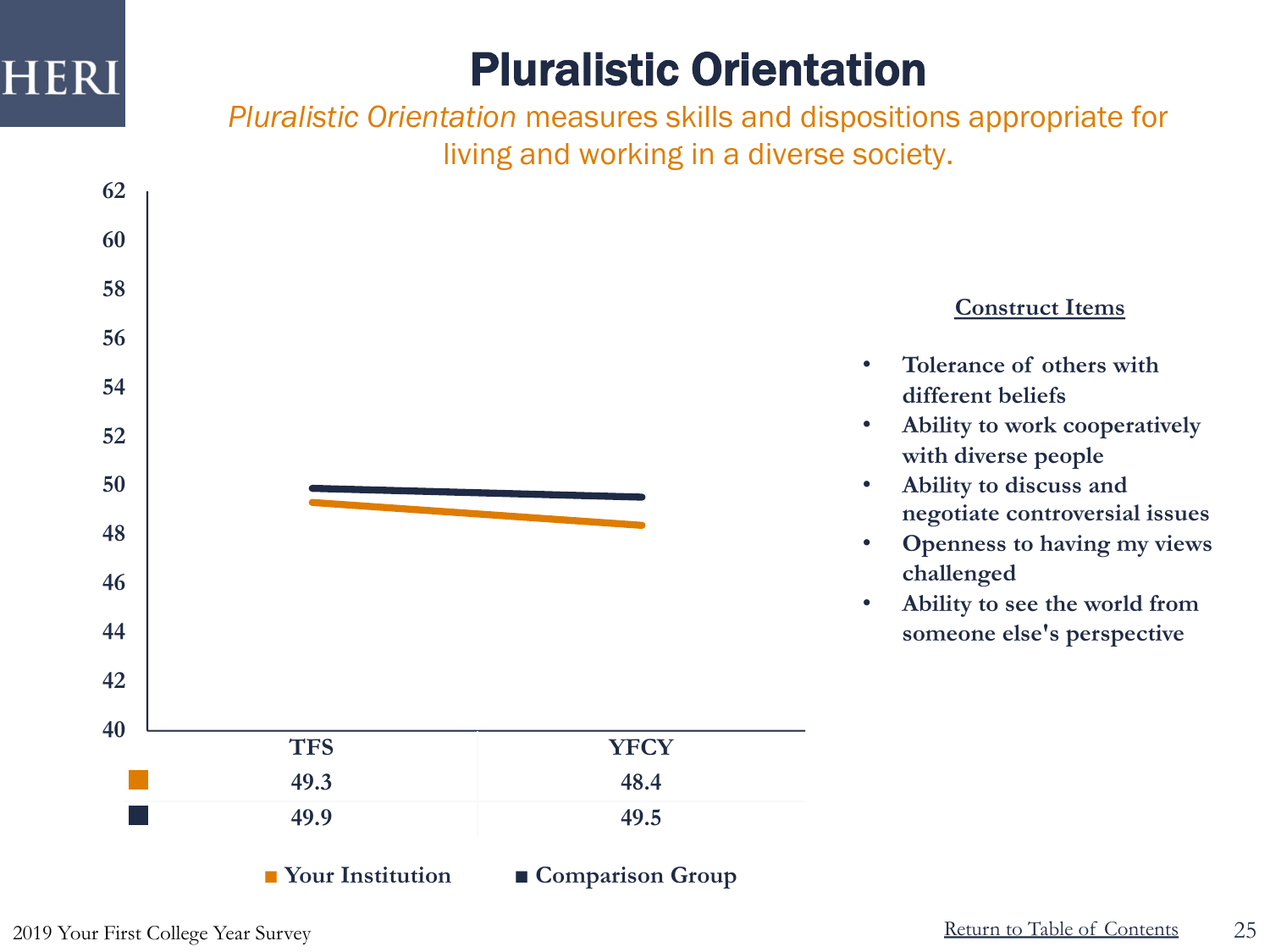# Pluralistic Orientation

*Pluralistic Orientation* measures skills and dispositions appropriate for living and working in a diverse society.

| | TFS | YFCY |
|---|---|---|
| Your Institution | 49.3 | 48.4 |
| Comparison Group | 49.9 | 49.5 |

**Construct Items**

- **Tolerance of others with different beliefs**
- **Ability to work cooperatively with diverse people**
- **Ability to discuss and negotiate controversial issues**
- **Openness to having my views challenged**
- **Ability to see the world from someone else's perspective**

2019 Your First College Year Survey

Return to Table of Contents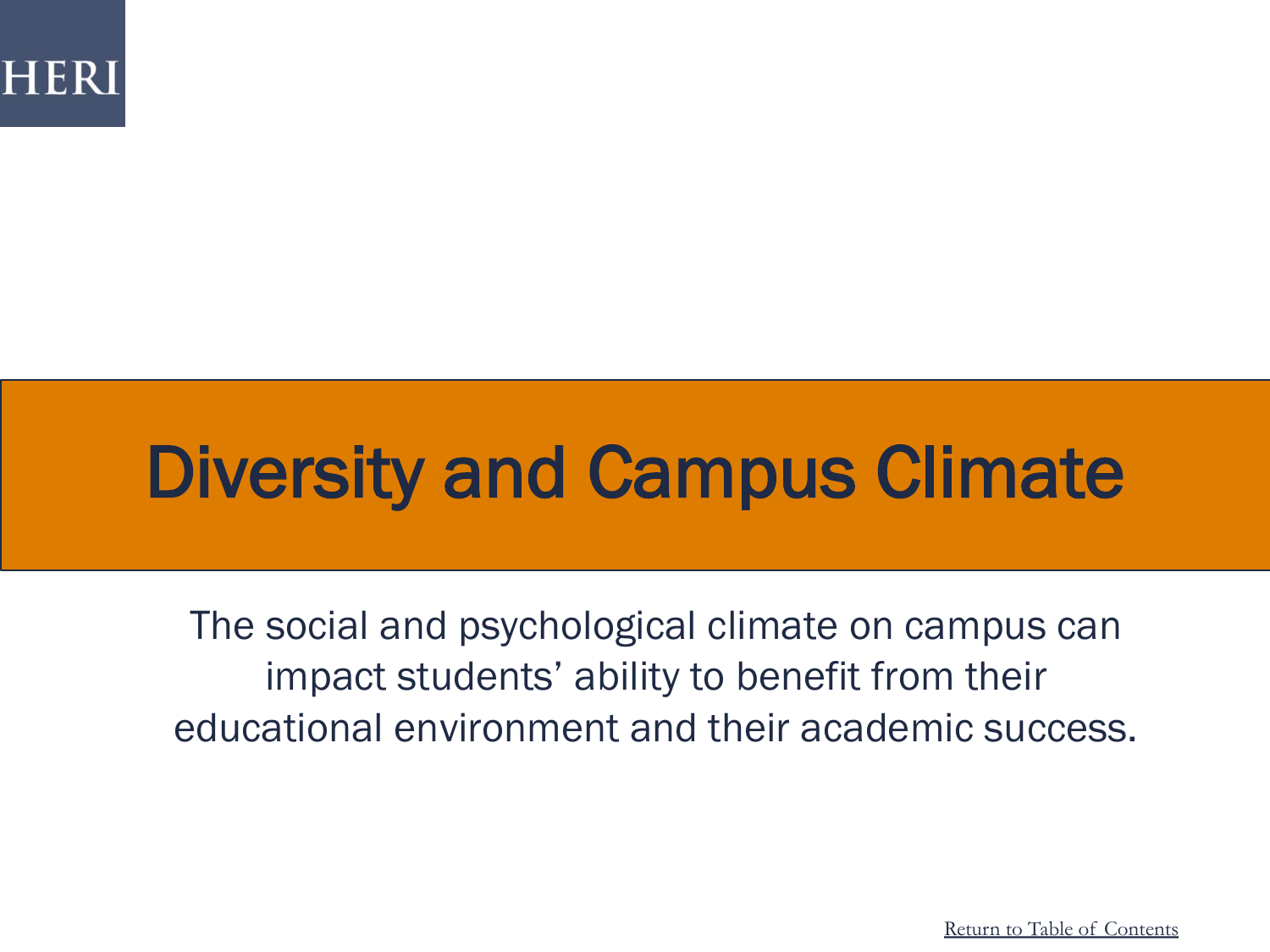HERI

# Diversity and Campus Climate

The social and psychological climate on campus can impact students' ability to benefit from their educational environment and their academic success.

Return to Table of Contents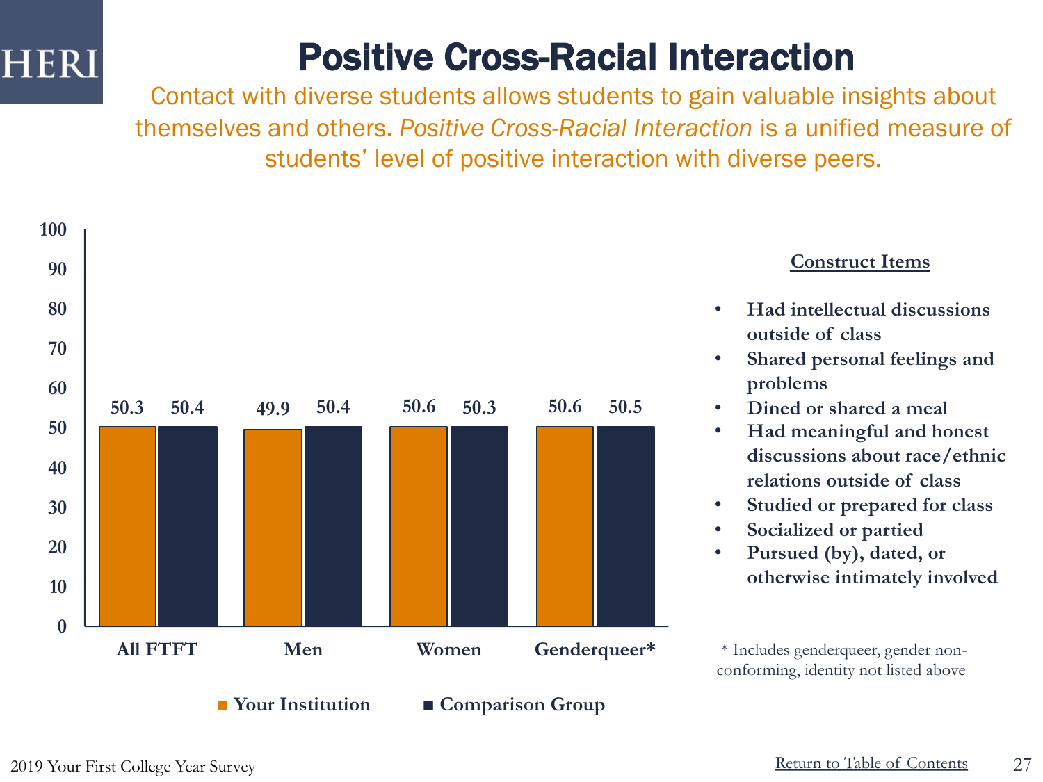# Positive Cross-Racial Interaction

Contact with diverse students allows students to gain valuable insights about themselves and others. *Positive Cross-Racial Interaction* is a unified measure of students' level of positive interaction with diverse peers.

| | Your Institution | Comparison Group |
|---|---|---|
| All FTFT | 50.3 | 50.4 |
| Men | 49.9 | 50.4 |
| Women | 50.6 | 50.3 |
| Genderqueer* | 50.6 | 50.5 |

**Construct Items**

- Had intellectual discussions outside of class
- Shared personal feelings and problems
- Dined or shared a meal
- Had meaningful and honest discussions about race/ethnic relations outside of class
- Studied or prepared for class
- Socialized or partied
- Pursued (by), dated, or otherwise intimately involved

\* Includes genderqueer, gender non-conforming, identity not listed above

2019 Your First College Year Survey

Return to Table of Contents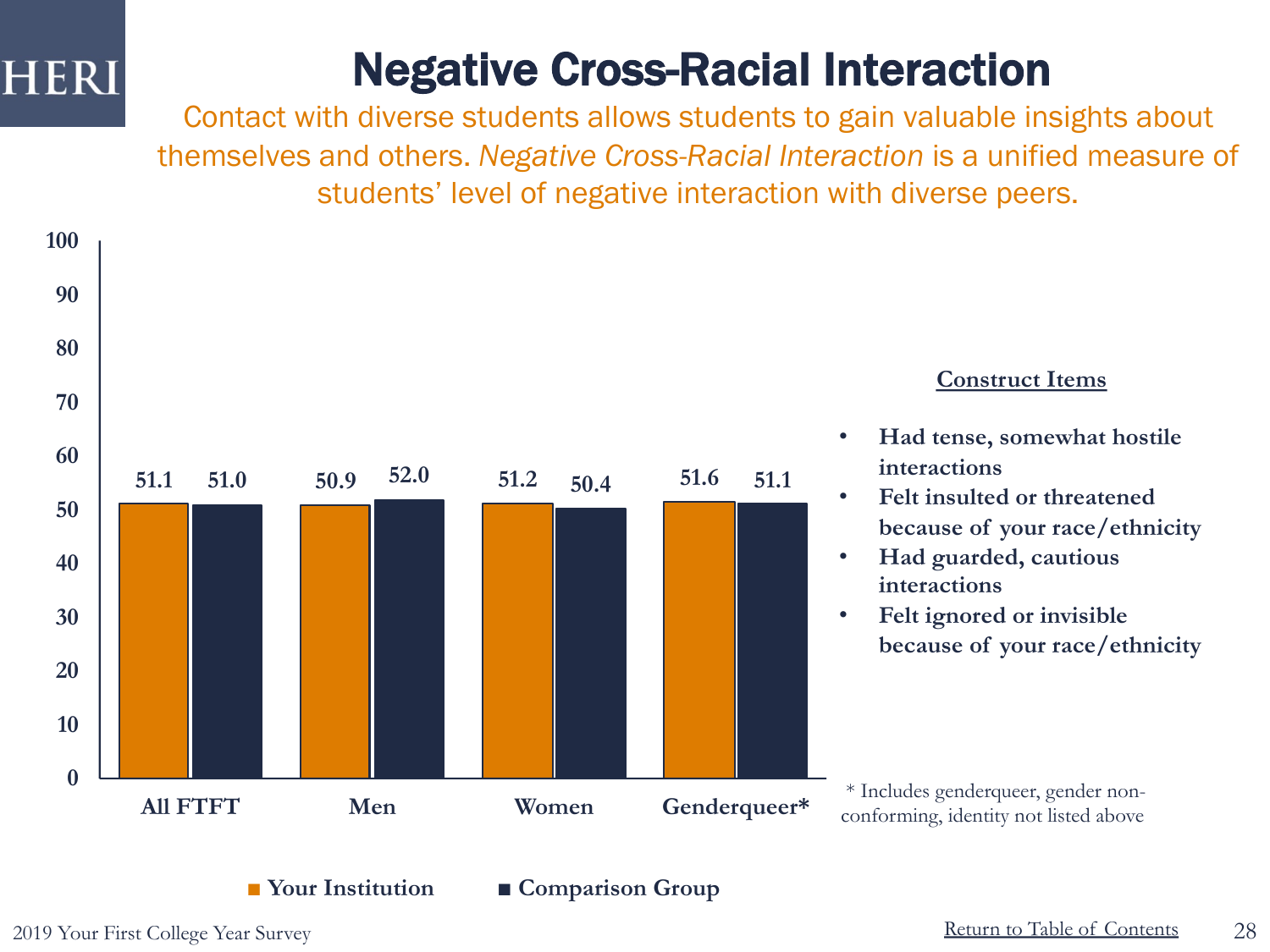HERI

# Negative Cross-Racial Interaction

Contact with diverse students allows students to gain valuable insights about themselves and others. *Negative Cross-Racial Interaction* is a unified measure of students' level of negative interaction with diverse peers.

| | Your Institution | Comparison Group |
|---|---|---|
| All FTFT | 51.1 | 51.0 |
| Men | 50.9 | 52.0 |
| Women | 51.2 | 50.4 |
| Genderqueer* | 51.6 | 51.1 |

**Construct Items**

- **Had tense, somewhat hostile interactions**
- **Felt insulted or threatened because of your race/ethnicity**
- **Had guarded, cautious interactions**
- **Felt ignored or invisible because of your race/ethnicity**

\* Includes genderqueer, gender non-conforming, identity not listed above

2019 Your First College Year Survey

Return to Table of Contents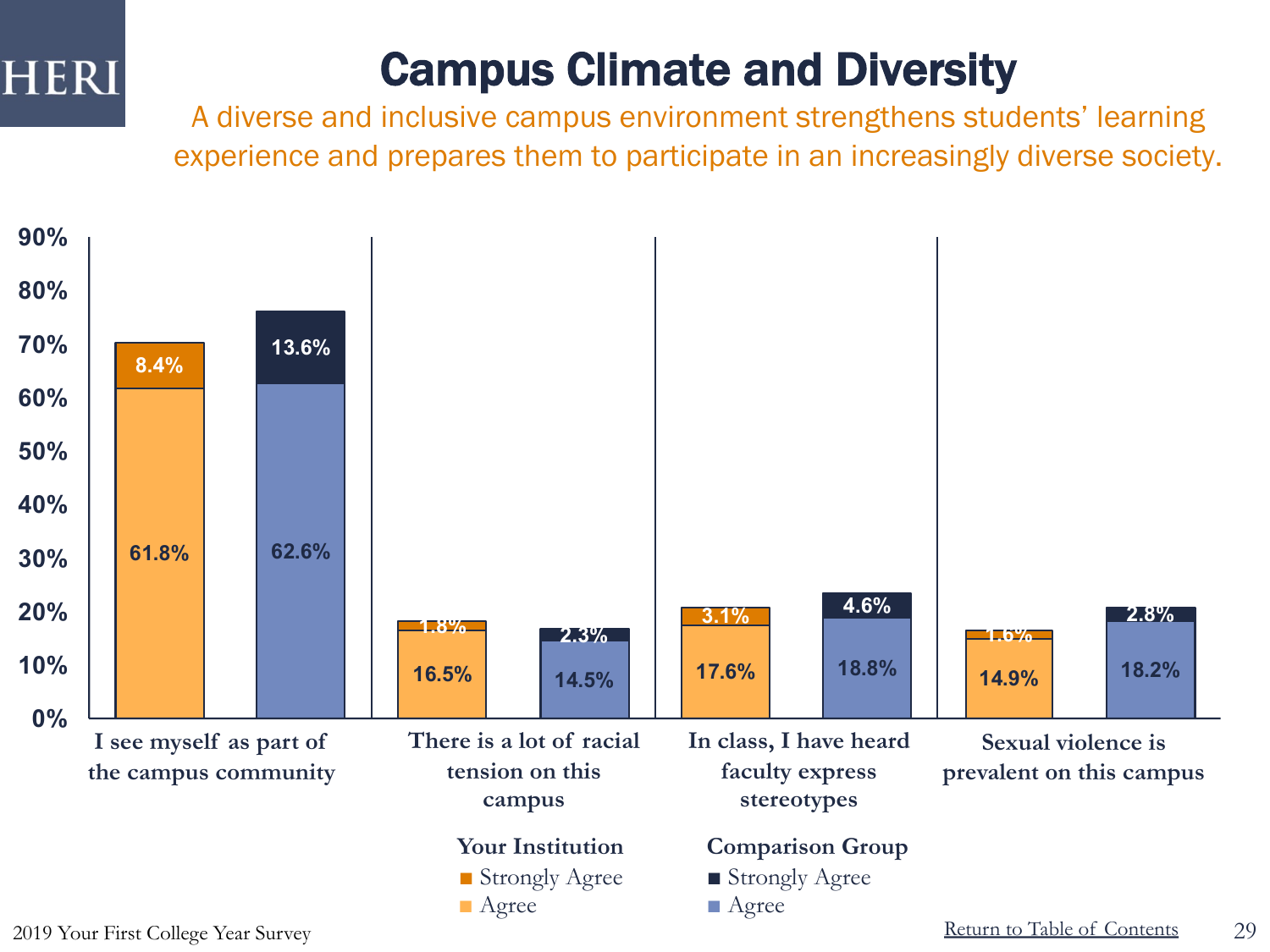HERI

# Campus Climate and Diversity

A diverse and inclusive campus environment strengthens students' learning experience and prepares them to participate in an increasingly diverse society.

| | Your Institution: Agree | Your Institution: Strongly Agree | Comparison Group: Agree | Comparison Group: Strongly Agree |
|---|---|---|---|---|
| I see myself as part of the campus community | 61.8% | 8.4% | 62.6% | 13.6% |
| There is a lot of racial tension on this campus | 16.5% | 1.8% | 14.5% | 2.3% |
| In class, I have heard faculty express stereotypes | 17.6% | 3.1% | 18.8% | 4.6% |
| Sexual violence is prevalent on this campus | 14.9% | 1.6% | 18.2% | 2.8% |

2019 Your First College Year Survey

Return to Table of Contents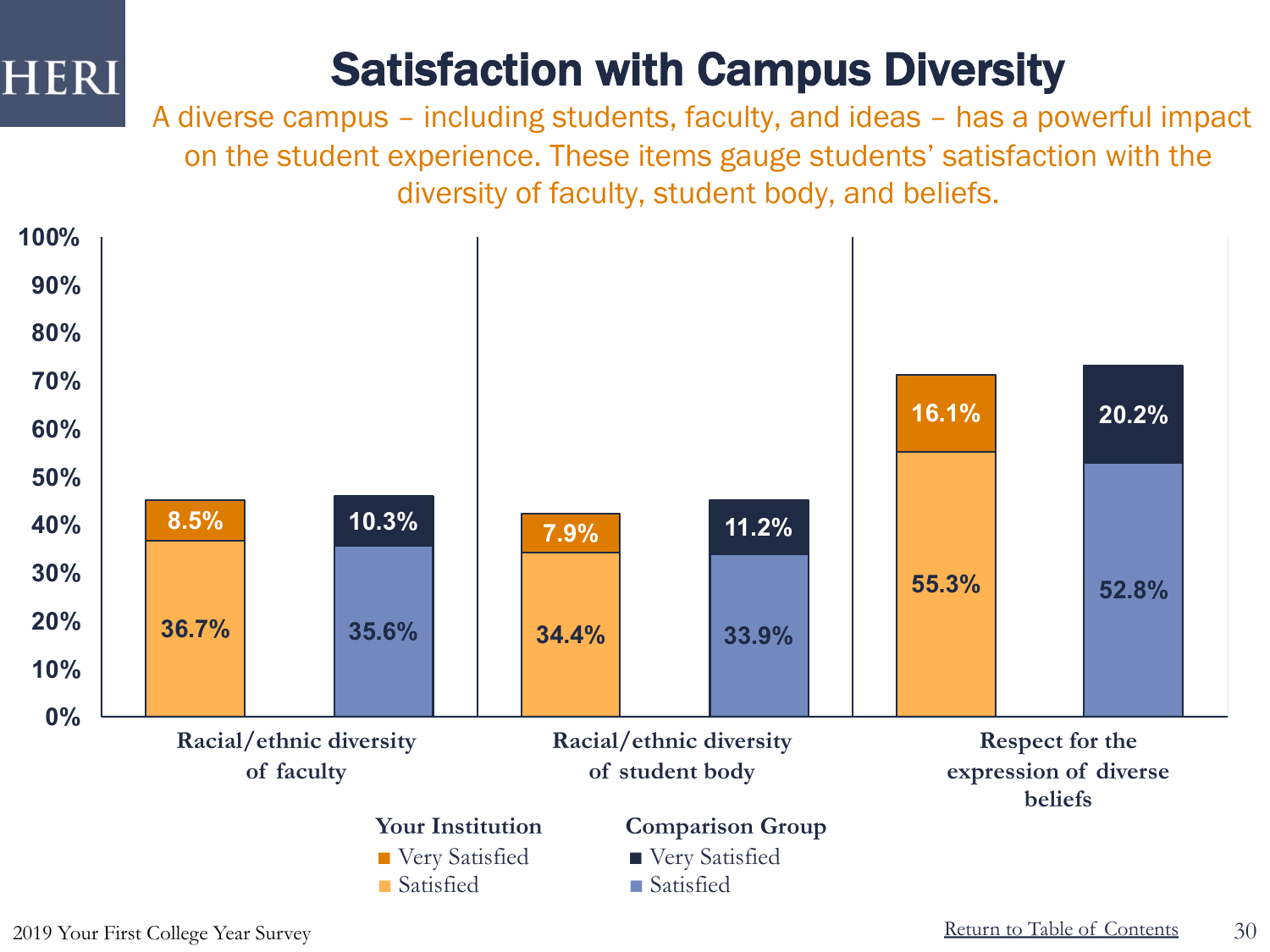# Satisfaction with Campus Diversity

A diverse campus – including students, faculty, and ideas – has a powerful impact on the student experience. These items gauge students' satisfaction with the diversity of faculty, student body, and beliefs.

| | Your Institution: Satisfied | Your Institution: Very Satisfied | Comparison Group: Satisfied | Comparison Group: Very Satisfied |
|---|---|---|---|---|
| Racial/ethnic diversity of faculty | 36.7% | 8.5% | 35.6% | 10.3% |
| Racial/ethnic diversity of student body | 34.4% | 7.9% | 33.9% | 11.2% |
| Respect for the expression of diverse beliefs | 55.3% | 16.1% | 52.8% | 20.2% |

2019 Your First College Year Survey

Return to Table of Contents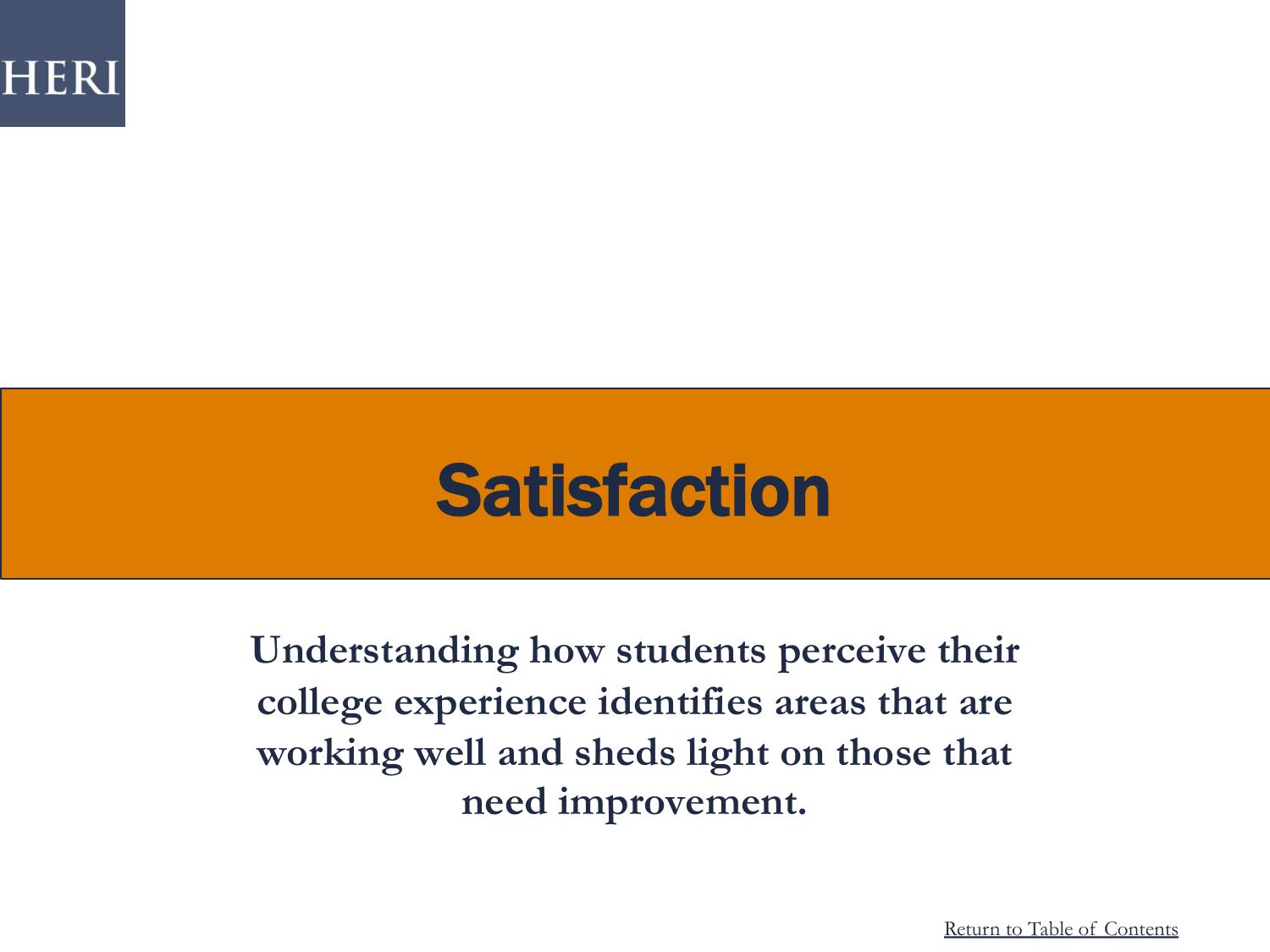HERI

# Satisfaction

**Understanding how students perceive their college experience identifies areas that are working well and sheds light on those that need improvement.**

Return to Table of Contents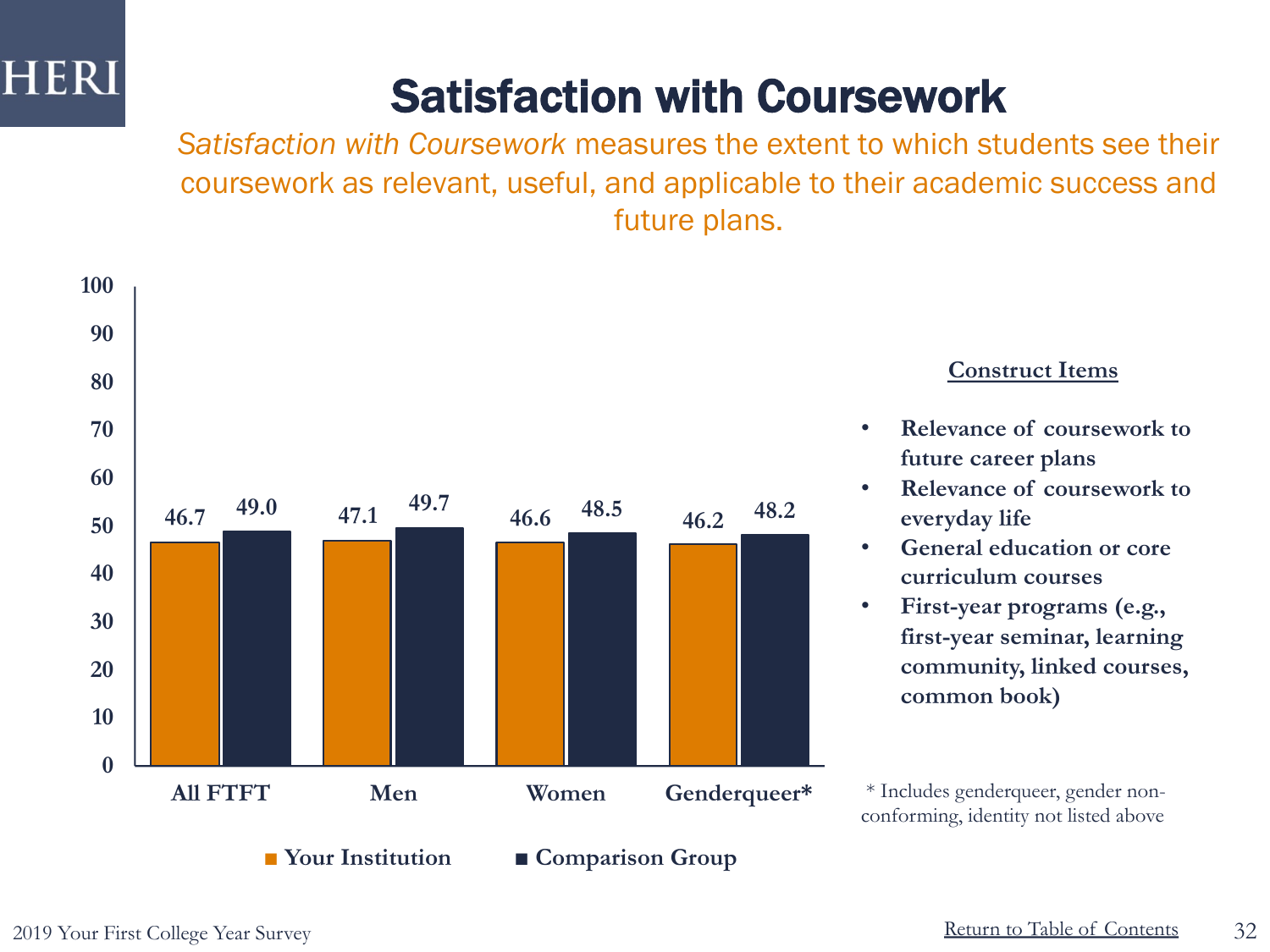# Satisfaction with Coursework

*Satisfaction with Coursework* measures the extent to which students see their coursework as relevant, useful, and applicable to their academic success and future plans.

| | Your Institution | Comparison Group |
|---|---|---|
| All FTFT | 46.7 | 49.0 |
| Men | 47.1 | 49.7 |
| Women | 46.6 | 48.5 |
| Genderqueer* | 46.2 | 48.2 |

**Construct Items**

- **Relevance of coursework to future career plans**
- **Relevance of coursework to everyday life**
- **General education or core curriculum courses**
- **First-year programs (e.g., first-year seminar, learning community, linked courses, common book)**

* Includes genderqueer, gender non-conforming, identity not listed above

2019 Your First College Year Survey

Return to Table of Contents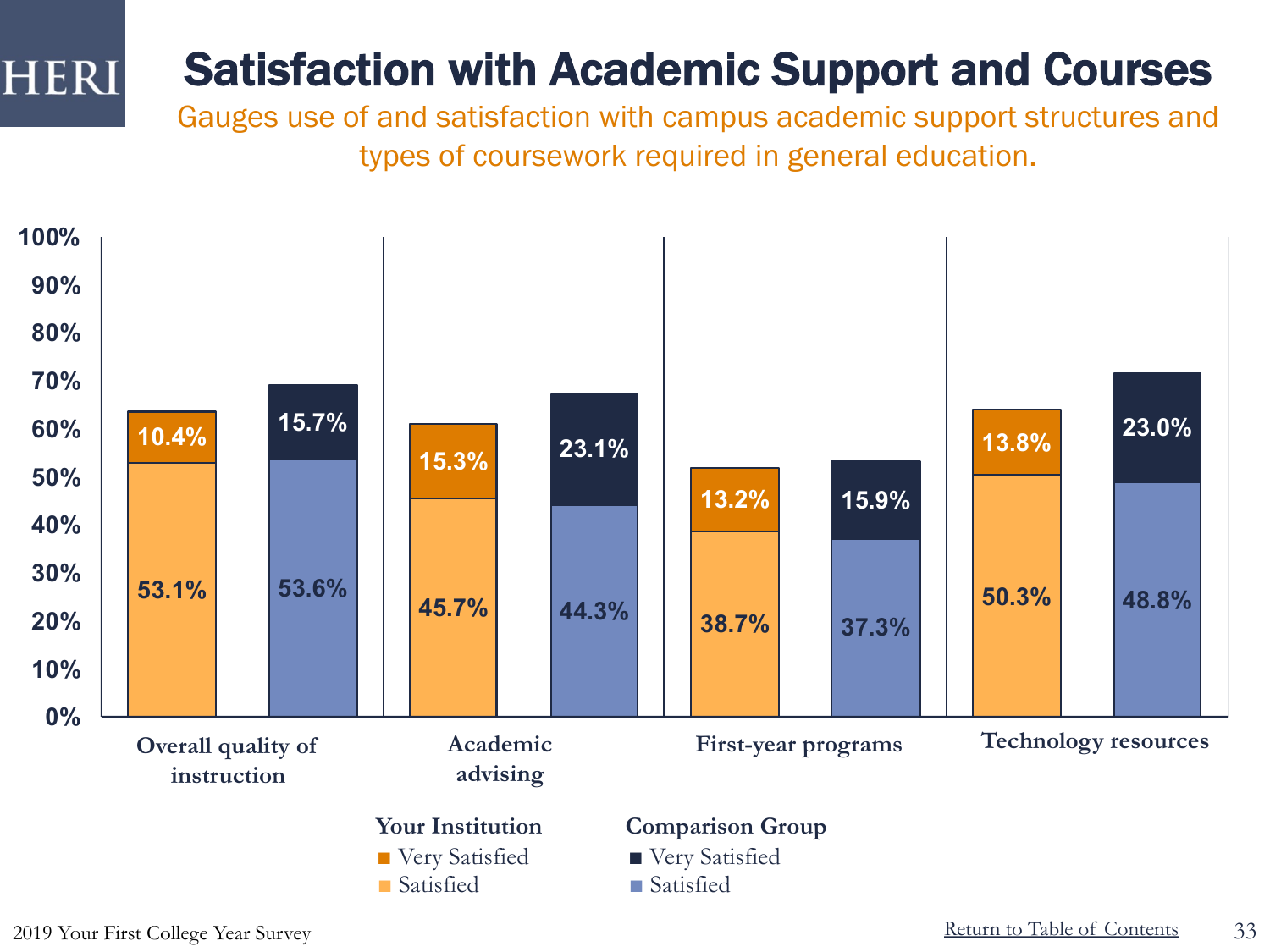# Satisfaction with Academic Support and Courses

Gauges use of and satisfaction with campus academic support structures and types of coursework required in general education.

| | Your Institution – Satisfied | Your Institution – Very Satisfied | Comparison Group – Satisfied | Comparison Group – Very Satisfied |
|---|---|---|---|---|
| Overall quality of instruction | 53.1% | 10.4% | 53.6% | 15.7% |
| Academic advising | 45.7% | 15.3% | 44.3% | 23.1% |
| First-year programs | 38.7% | 13.2% | 37.3% | 15.9% |
| Technology resources | 50.3% | 13.8% | 48.8% | 23.0% |

2019 Your First College Year Survey

Return to Table of Contents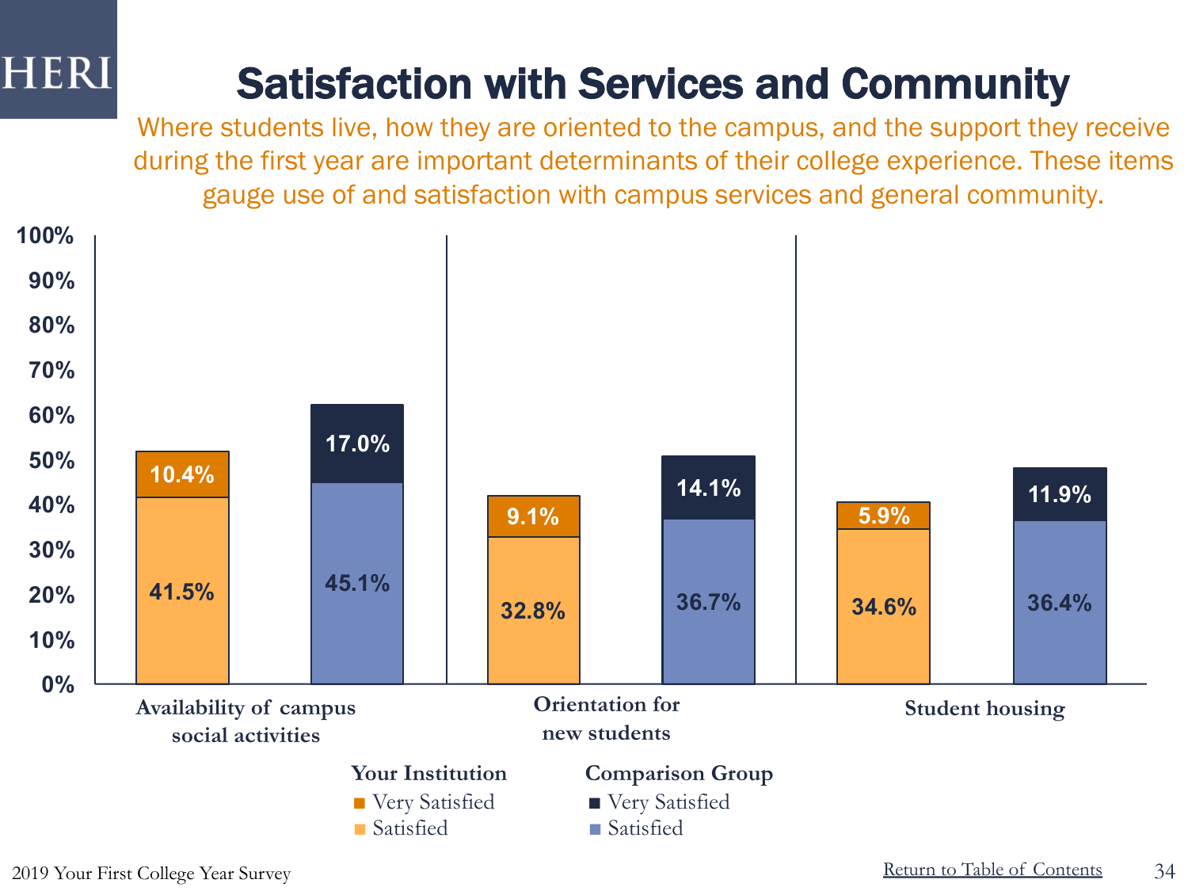# Satisfaction with Services and Community

Where students live, how they are oriented to the campus, and the support they receive during the first year are important determinants of their college experience. These items gauge use of and satisfaction with campus services and general community.

| | Your Institution: Satisfied | Your Institution: Very Satisfied | Comparison Group: Satisfied | Comparison Group: Very Satisfied |
|---|---|---|---|---|
| Availability of campus social activities | 41.5% | 10.4% | 45.1% | 17.0% |
| Orientation for new students | 32.8% | 9.1% | 36.7% | 14.1% |
| Student housing | 34.6% | 5.9% | 36.4% | 11.9% |

2019 Your First College Year Survey

Return to Table of Contents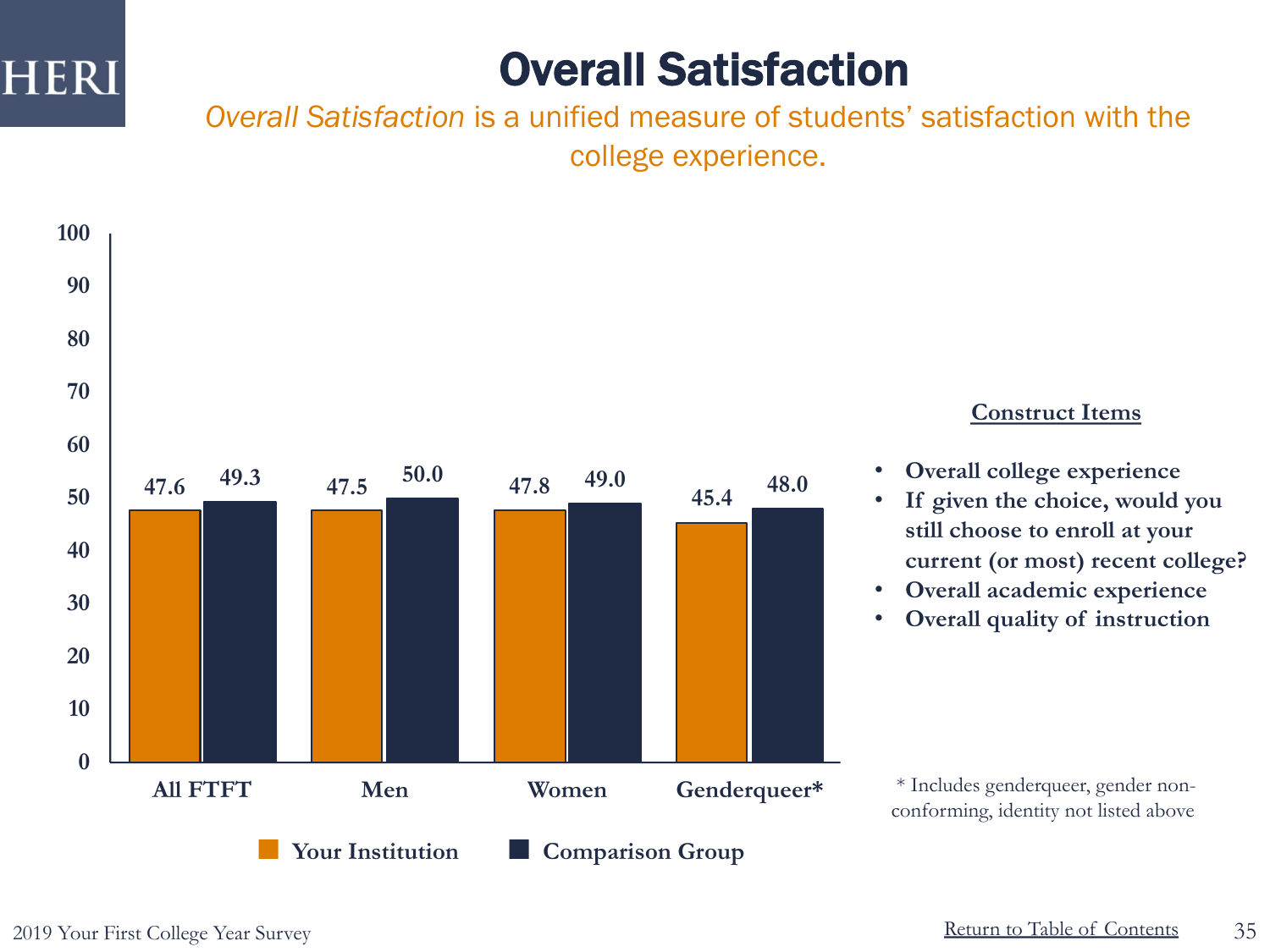# Overall Satisfaction

*Overall Satisfaction* is a unified measure of students' satisfaction with the college experience.

| | Your Institution | Comparison Group |
|---|---|---|
| All FTFT | 47.6 | 49.3 |
| Men | 47.5 | 50.0 |
| Women | 47.8 | 49.0 |
| Genderqueer* | 45.4 | 48.0 |

**Construct Items**

- **Overall college experience**
- **If given the choice, would you still choose to enroll at your current (or most) recent college?**
- **Overall academic experience**
- **Overall quality of instruction**

* Includes genderqueer, gender non-conforming, identity not listed above

2019 Your First College Year Survey

Return to Table of Contents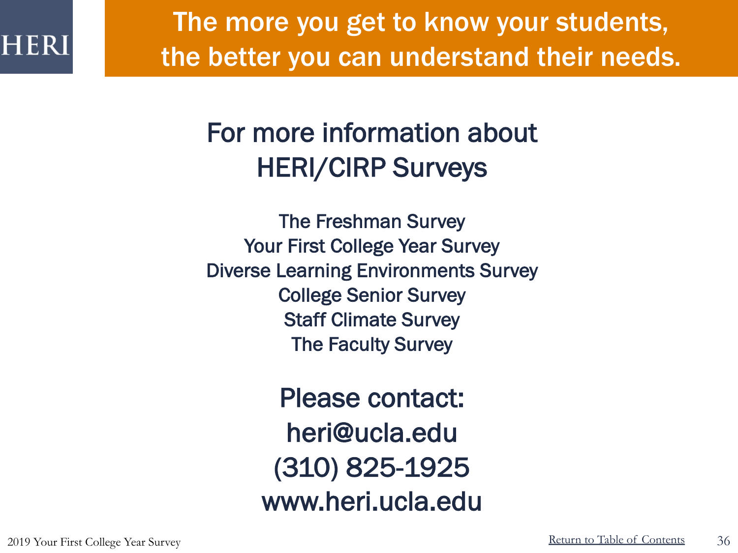HERI

# The more you get to know your students, the better you can understand their needs.

## For more information about HERI/CIRP Surveys

The Freshman Survey
Your First College Year Survey
Diverse Learning Environments Survey
College Senior Survey
Staff Climate Survey
The Faculty Survey

**Please contact:**
**heri@ucla.edu**
**(310) 825-1925**
**www.heri.ucla.edu**

Return to Table of Contents